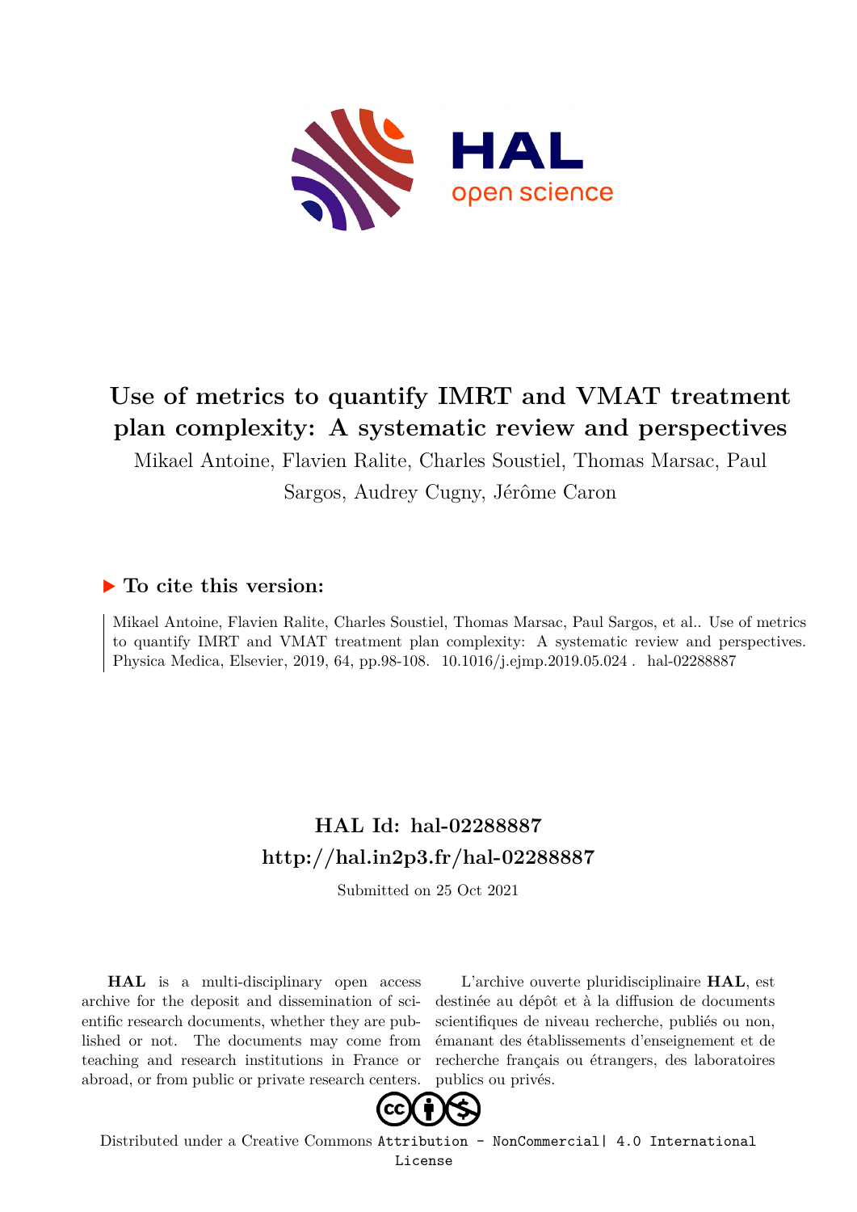# Use of metrics to quantify IMRT and VMAT treatment plan complexity: A systematic review and perspectives

Mikael Antoine, Flavien Ralite, Charles Soustiel, Thomas Marsac, Paul Sargos, Audrey Cugny, Jérôme Caron

## ▶ To cite this version:

Mikael Antoine, Flavien Ralite, Charles Soustiel, Thomas Marsac, Paul Sargos, et al.. Use of metrics to quantify IMRT and VMAT treatment plan complexity: A systematic review and perspectives. Physica Medica, Elsevier, 2019, 64, pp.98-108. 10.1016/j.ejmp.2019.05.024 . hal-02288887

## HAL Id: hal-02288887
## http://hal.in2p3.fr/hal-02288887

Submitted on 25 Oct 2021

**HAL** is a multi-disciplinary open access archive for the deposit and dissemination of scientific research documents, whether they are published or not. The documents may come from teaching and research institutions in France or abroad, or from public or private research centers.

L'archive ouverte pluridisciplinaire **HAL**, est destinée au dépôt et à la diffusion de documents scientifiques de niveau recherche, publiés ou non, émanant des établissements d'enseignement et de recherche français ou étrangers, des laboratoires publics ou privés.

Distributed under a Creative Commons Attribution - NonCommercial| 4.0 International License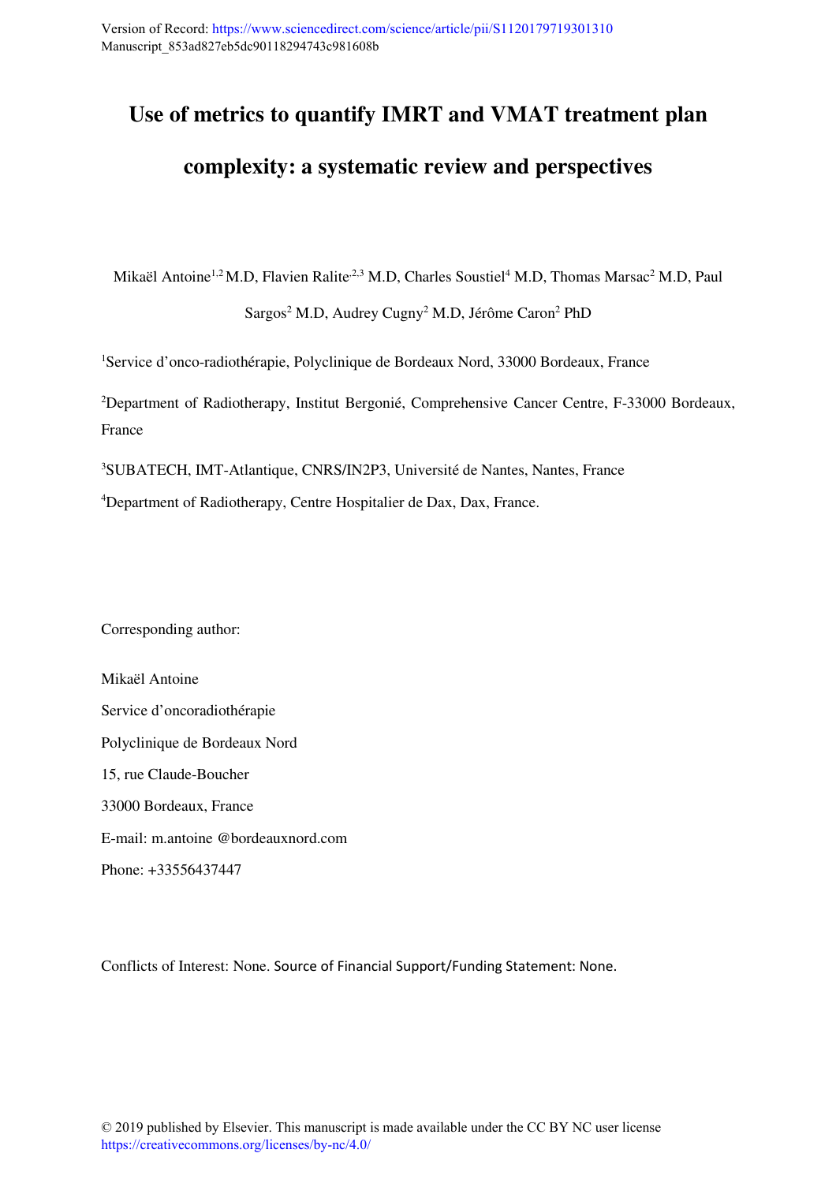Version of Record: https://www.sciencedirect.com/science/article/pii/S1120179719301310
Manuscript_853ad827eb5dc90118294743c981608b

# Use of metrics to quantify IMRT and VMAT treatment plan complexity: a systematic review and perspectives

Mikaël Antoine[1,2] M.D, Flavien Ralite[2,3] M.D, Charles Soustiel[4] M.D, Thomas Marsac[2] M.D, Paul Sargos[2] M.D, Audrey Cugny[2] M.D, Jérôme Caron[2] PhD

[1]Service d'onco-radiothérapie, Polyclinique de Bordeaux Nord, 33000 Bordeaux, France

[2]Department of Radiotherapy, Institut Bergonié, Comprehensive Cancer Centre, F-33000 Bordeaux, France

[3]SUBATECH, IMT-Atlantique, CNRS/IN2P3, Université de Nantes, Nantes, France

[4]Department of Radiotherapy, Centre Hospitalier de Dax, Dax, France.

Corresponding author:

Mikaël Antoine

Service d'oncoradiothérapie

Polyclinique de Bordeaux Nord

15, rue Claude-Boucher

33000 Bordeaux, France

E-mail: m.antoine @bordeauxnord.com

Phone: +33556437447

Conflicts of Interest: None. Source of Financial Support/Funding Statement: None.

© 2019 published by Elsevier. This manuscript is made available under the CC BY NC user license https://creativecommons.org/licenses/by-nc/4.0/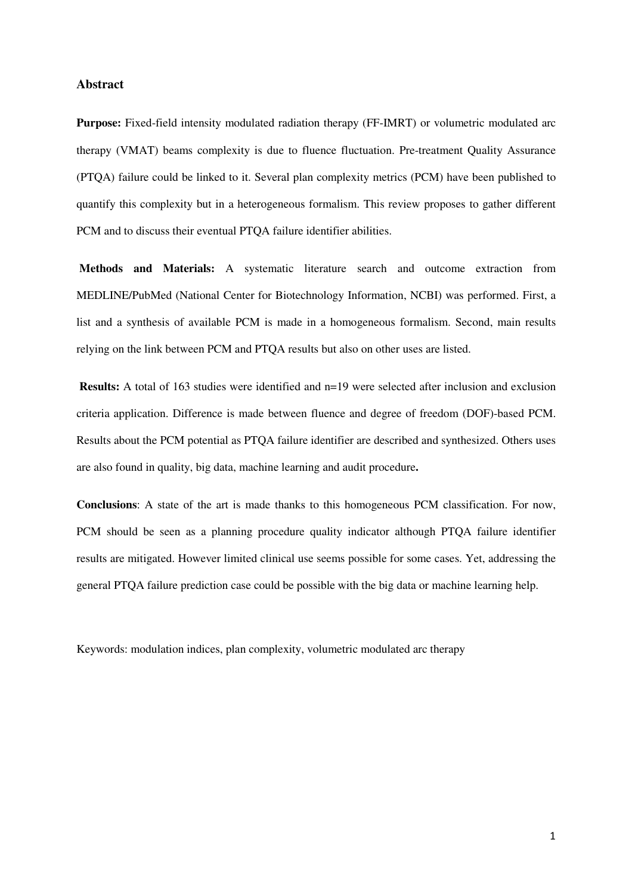## Abstract

**Purpose:** Fixed-field intensity modulated radiation therapy (FF-IMRT) or volumetric modulated arc therapy (VMAT) beams complexity is due to fluence fluctuation. Pre-treatment Quality Assurance (PTQA) failure could be linked to it. Several plan complexity metrics (PCM) have been published to quantify this complexity but in a heterogeneous formalism. This review proposes to gather different PCM and to discuss their eventual PTQA failure identifier abilities.

**Methods and Materials:** A systematic literature search and outcome extraction from MEDLINE/PubMed (National Center for Biotechnology Information, NCBI) was performed. First, a list and a synthesis of available PCM is made in a homogeneous formalism. Second, main results relying on the link between PCM and PTQA results but also on other uses are listed.

**Results:** A total of 163 studies were identified and n=19 were selected after inclusion and exclusion criteria application. Difference is made between fluence and degree of freedom (DOF)-based PCM. Results about the PCM potential as PTQA failure identifier are described and synthesized. Others uses are also found in quality, big data, machine learning and audit procedure**.**

**Conclusions**: A state of the art is made thanks to this homogeneous PCM classification. For now, PCM should be seen as a planning procedure quality indicator although PTQA failure identifier results are mitigated. However limited clinical use seems possible for some cases. Yet, addressing the general PTQA failure prediction case could be possible with the big data or machine learning help.

Keywords: modulation indices, plan complexity, volumetric modulated arc therapy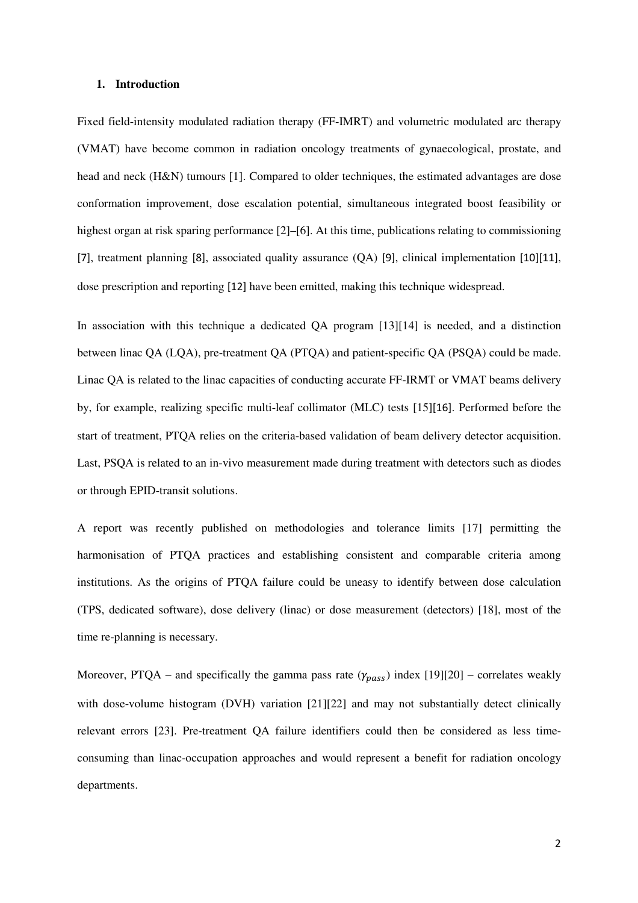## 1. Introduction

Fixed field-intensity modulated radiation therapy (FF-IMRT) and volumetric modulated arc therapy (VMAT) have become common in radiation oncology treatments of gynaecological, prostate, and head and neck (H&N) tumours [1]. Compared to older techniques, the estimated advantages are dose conformation improvement, dose escalation potential, simultaneous integrated boost feasibility or highest organ at risk sparing performance [2]–[6]. At this time, publications relating to commissioning [7], treatment planning [8], associated quality assurance (QA) [9], clinical implementation [10][11], dose prescription and reporting [12] have been emitted, making this technique widespread.

In association with this technique a dedicated QA program [13][14] is needed, and a distinction between linac QA (LQA), pre-treatment QA (PTQA) and patient-specific QA (PSQA) could be made. Linac QA is related to the linac capacities of conducting accurate FF-IRMT or VMAT beams delivery by, for example, realizing specific multi-leaf collimator (MLC) tests [15][16]. Performed before the start of treatment, PTQA relies on the criteria-based validation of beam delivery detector acquisition. Last, PSQA is related to an in-vivo measurement made during treatment with detectors such as diodes or through EPID-transit solutions.

A report was recently published on methodologies and tolerance limits [17] permitting the harmonisation of PTQA practices and establishing consistent and comparable criteria among institutions. As the origins of PTQA failure could be uneasy to identify between dose calculation (TPS, dedicated software), dose delivery (linac) or dose measurement (detectors) [18], most of the time re-planning is necessary.

Moreover, PTQA – and specifically the gamma pass rate ($\gamma_{pass}$) index [19][20] – correlates weakly with dose-volume histogram (DVH) variation [21][22] and may not substantially detect clinically relevant errors [23]. Pre-treatment QA failure identifiers could then be considered as less time-consuming than linac-occupation approaches and would represent a benefit for radiation oncology departments.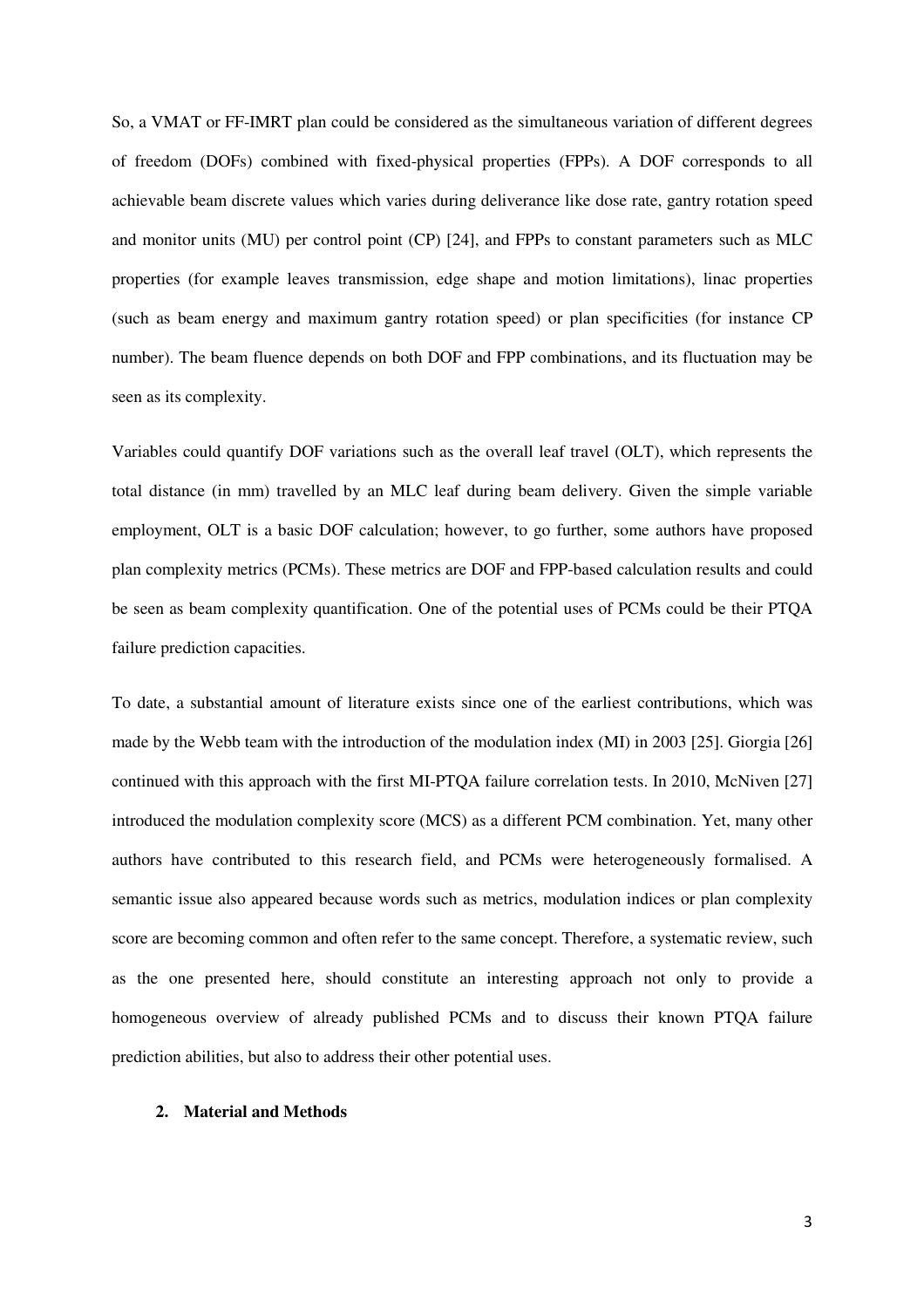So, a VMAT or FF-IMRT plan could be considered as the simultaneous variation of different degrees of freedom (DOFs) combined with fixed-physical properties (FPPs). A DOF corresponds to all achievable beam discrete values which varies during deliverance like dose rate, gantry rotation speed and monitor units (MU) per control point (CP) [24], and FPPs to constant parameters such as MLC properties (for example leaves transmission, edge shape and motion limitations), linac properties (such as beam energy and maximum gantry rotation speed) or plan specificities (for instance CP number). The beam fluence depends on both DOF and FPP combinations, and its fluctuation may be seen as its complexity.

Variables could quantify DOF variations such as the overall leaf travel (OLT), which represents the total distance (in mm) travelled by an MLC leaf during beam delivery. Given the simple variable employment, OLT is a basic DOF calculation; however, to go further, some authors have proposed plan complexity metrics (PCMs). These metrics are DOF and FPP-based calculation results and could be seen as beam complexity quantification. One of the potential uses of PCMs could be their PTQA failure prediction capacities.

To date, a substantial amount of literature exists since one of the earliest contributions, which was made by the Webb team with the introduction of the modulation index (MI) in 2003 [25]. Giorgia [26] continued with this approach with the first MI-PTQA failure correlation tests. In 2010, McNiven [27] introduced the modulation complexity score (MCS) as a different PCM combination. Yet, many other authors have contributed to this research field, and PCMs were heterogeneously formalised. A semantic issue also appeared because words such as metrics, modulation indices or plan complexity score are becoming common and often refer to the same concept. Therefore, a systematic review, such as the one presented here, should constitute an interesting approach not only to provide a homogeneous overview of already published PCMs and to discuss their known PTQA failure prediction abilities, but also to address their other potential uses.

## 2. Material and Methods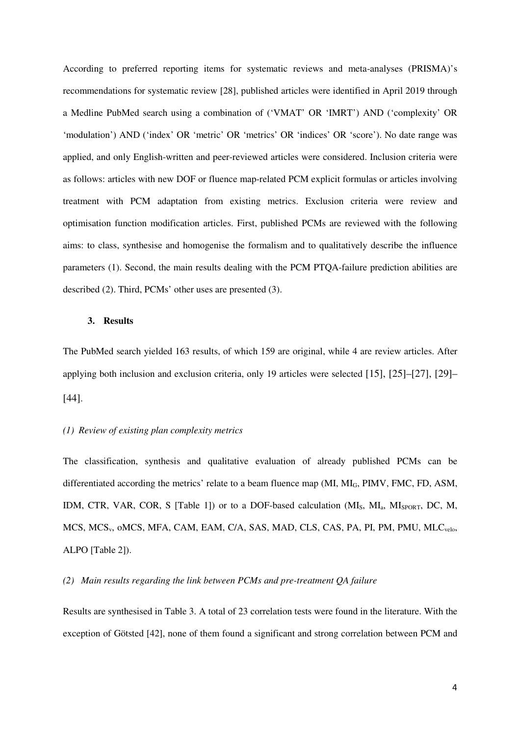According to preferred reporting items for systematic reviews and meta-analyses (PRISMA)'s recommendations for systematic review [28], published articles were identified in April 2019 through a Medline PubMed search using a combination of ('VMAT' OR 'IMRT') AND ('complexity' OR 'modulation') AND ('index' OR 'metric' OR 'metrics' OR 'indices' OR 'score'). No date range was applied, and only English-written and peer-reviewed articles were considered. Inclusion criteria were as follows: articles with new DOF or fluence map-related PCM explicit formulas or articles involving treatment with PCM adaptation from existing metrics. Exclusion criteria were review and optimisation function modification articles. First, published PCMs are reviewed with the following aims: to class, synthesise and homogenise the formalism and to qualitatively describe the influence parameters (1). Second, the main results dealing with the PCM PTQA-failure prediction abilities are described (2). Third, PCMs' other uses are presented (3).

## 3. Results

The PubMed search yielded 163 results, of which 159 are original, while 4 are review articles. After applying both inclusion and exclusion criteria, only 19 articles were selected [15], [25]–[27], [29]–[44].

*(1) Review of existing plan complexity metrics*

The classification, synthesis and qualitative evaluation of already published PCMs can be differentiated according the metrics' relate to a beam fluence map (MI, $MI_G$, PIMV, FMC, FD, ASM, IDM, CTR, VAR, COR, S [Table 1]) or to a DOF-based calculation ($MI_S$, $MI_a$, $MI_{SPORT}$, DC, M, MCS, $MCS_v$, oMCS, MFA, CAM, EAM, C/A, SAS, MAD, CLS, CAS, PA, PI, PM, PMU, $MLC_{velo}$, ALPO [Table 2]).

*(2) Main results regarding the link between PCMs and pre-treatment QA failure*

Results are synthesised in Table 3. A total of 23 correlation tests were found in the literature. With the exception of Götsted [42], none of them found a significant and strong correlation between PCM and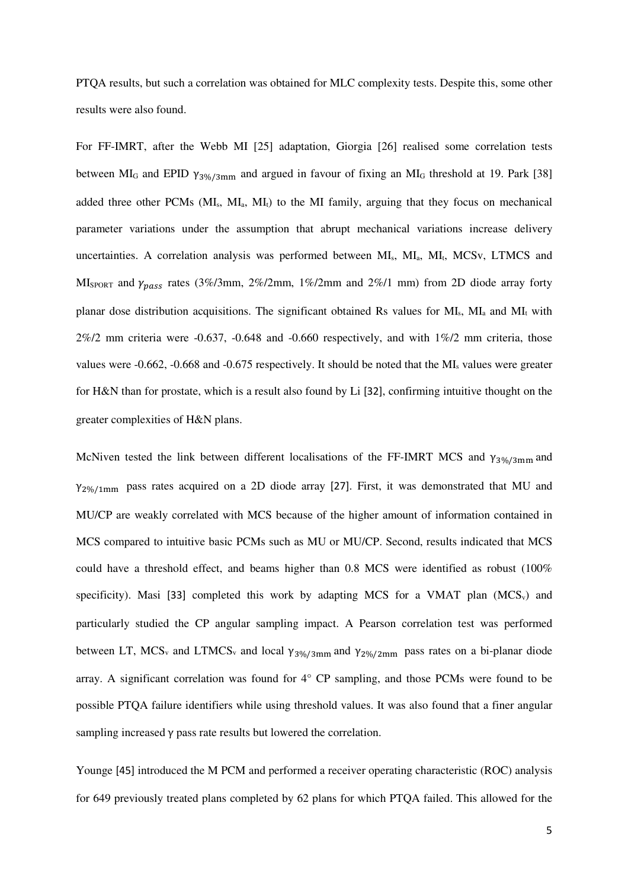PTQA results, but such a correlation was obtained for MLC complexity tests. Despite this, some other results were also found.

For FF-IMRT, after the Webb MI [25] adaptation, Giorgia [26] realised some correlation tests between $MI_G$ and EPID $\gamma_{3\%/3mm}$ and argued in favour of fixing an $MI_G$ threshold at 19. Park [38] added three other PCMs ($MI_s$, $MI_a$, $MI_t$) to the MI family, arguing that they focus on mechanical parameter variations under the assumption that abrupt mechanical variations increase delivery uncertainties. A correlation analysis was performed between $MI_s$, $MI_a$, $MI_t$, MCSv, LTMCS and $MI_{SPORT}$ and $\gamma_{pass}$ rates (3%/3mm, 2%/2mm, 1%/2mm and 2%/1 mm) from 2D diode array forty planar dose distribution acquisitions. The significant obtained Rs values for $MI_s$, $MI_a$ and $MI_t$ with 2%/2 mm criteria were -0.637, -0.648 and -0.660 respectively, and with 1%/2 mm criteria, those values were -0.662, -0.668 and -0.675 respectively. It should be noted that the $MI_s$ values were greater for H&N than for prostate, which is a result also found by Li [32], confirming intuitive thought on the greater complexities of H&N plans.

McNiven tested the link between different localisations of the FF-IMRT MCS and $\gamma_{3\%/3mm}$ and $\gamma_{2\%/1mm}$ pass rates acquired on a 2D diode array [27]. First, it was demonstrated that MU and MU/CP are weakly correlated with MCS because of the higher amount of information contained in MCS compared to intuitive basic PCMs such as MU or MU/CP. Second, results indicated that MCS could have a threshold effect, and beams higher than 0.8 MCS were identified as robust (100% specificity). Masi [33] completed this work by adapting MCS for a VMAT plan ($MCS_v$) and particularly studied the CP angular sampling impact. A Pearson correlation test was performed between LT, $MCS_v$ and $LTMCS_v$ and local $\gamma_{3\%/3mm}$ and $\gamma_{2\%/2mm}$ pass rates on a bi-planar diode array. A significant correlation was found for 4° CP sampling, and those PCMs were found to be possible PTQA failure identifiers while using threshold values. It was also found that a finer angular sampling increased $\gamma$ pass rate results but lowered the correlation.

Younge [45] introduced the M PCM and performed a receiver operating characteristic (ROC) analysis for 649 previously treated plans completed by 62 plans for which PTQA failed. This allowed for the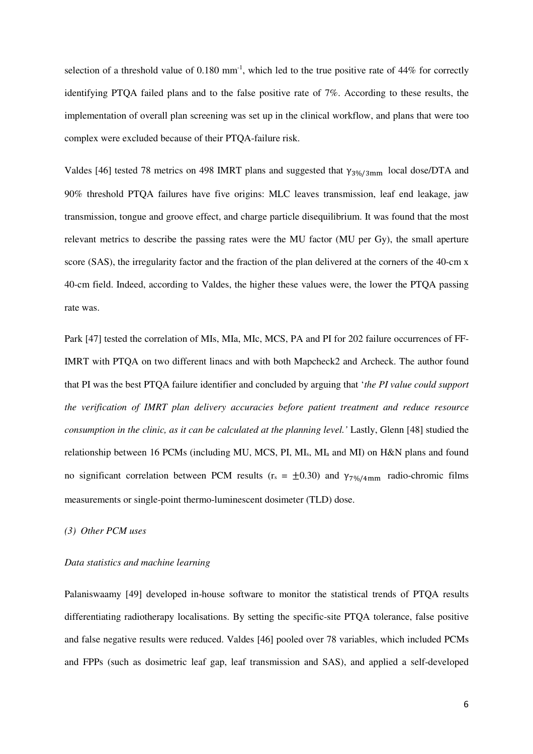selection of a threshold value of 0.180 $mm^{-1}$, which led to the true positive rate of 44% for correctly identifying PTQA failed plans and to the false positive rate of 7%. According to these results, the implementation of overall plan screening was set up in the clinical workflow, and plans that were too complex were excluded because of their PTQA-failure risk.

Valdes [46] tested 78 metrics on 498 IMRT plans and suggested that $\gamma_{3\%/3\mathrm{mm}}$ local dose/DTA and 90% threshold PTQA failures have five origins: MLC leaves transmission, leaf end leakage, jaw transmission, tongue and groove effect, and charge particle disequilibrium. It was found that the most relevant metrics to describe the passing rates were the MU factor (MU per Gy), the small aperture score (SAS), the irregularity factor and the fraction of the plan delivered at the corners of the 40-cm x 40-cm field. Indeed, according to Valdes, the higher these values were, the lower the PTQA passing rate was.

Park [47] tested the correlation of MIs, MIa, MIc, MCS, PA and PI for 202 failure occurrences of FF-IMRT with PTQA on two different linacs and with both Mapcheck2 and Archeck. The author found that PI was the best PTQA failure identifier and concluded by arguing that '*the PI value could support the verification of IMRT plan delivery accuracies before patient treatment and reduce resource consumption in the clinic, as it can be calculated at the planning level.'* Lastly, Glenn [48] studied the relationship between 16 PCMs (including MU, MCS, PI, $MI_s$, $MI_a$ and MI) on H&N plans and found no significant correlation between PCM results ($r_s = \pm 0.30$) and $\gamma_{7\%/4\mathrm{mm}}$ radio-chromic films measurements or single-point thermo-luminescent dosimeter (TLD) dose.

*(3) Other PCM uses*

*Data statistics and machine learning*

Palaniswaamy [49] developed in-house software to monitor the statistical trends of PTQA results differentiating radiotherapy localisations. By setting the specific-site PTQA tolerance, false positive and false negative results were reduced. Valdes [46] pooled over 78 variables, which included PCMs and FPPs (such as dosimetric leaf gap, leaf transmission and SAS), and applied a self-developed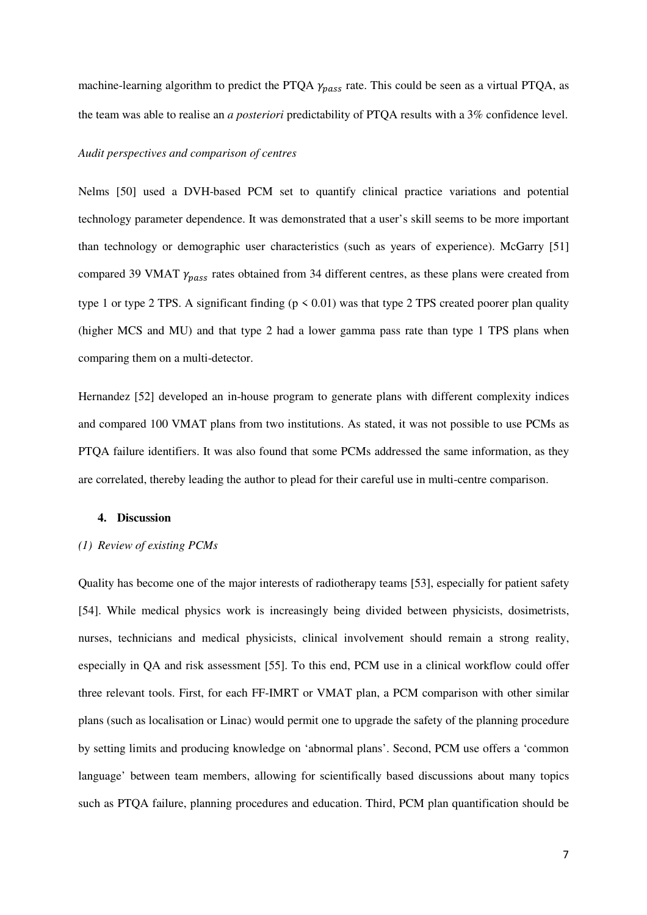machine-learning algorithm to predict the PTQA $\gamma_{pass}$ rate. This could be seen as a virtual PTQA, as the team was able to realise an *a posteriori* predictability of PTQA results with a 3% confidence level.

*Audit perspectives and comparison of centres*

Nelms [50] used a DVH-based PCM set to quantify clinical practice variations and potential technology parameter dependence. It was demonstrated that a user's skill seems to be more important than technology or demographic user characteristics (such as years of experience). McGarry [51] compared 39 VMAT $\gamma_{pass}$ rates obtained from 34 different centres, as these plans were created from type 1 or type 2 TPS. A significant finding ($p < 0.01$) was that type 2 TPS created poorer plan quality (higher MCS and MU) and that type 2 had a lower gamma pass rate than type 1 TPS plans when comparing them on a multi-detector.

Hernandez [52] developed an in-house program to generate plans with different complexity indices and compared 100 VMAT plans from two institutions. As stated, it was not possible to use PCMs as PTQA failure identifiers. It was also found that some PCMs addressed the same information, as they are correlated, thereby leading the author to plead for their careful use in multi-centre comparison.

## 4. Discussion

*(1) Review of existing PCMs*

Quality has become one of the major interests of radiotherapy teams [53], especially for patient safety [54]. While medical physics work is increasingly being divided between physicists, dosimetrists, nurses, technicians and medical physicists, clinical involvement should remain a strong reality, especially in QA and risk assessment [55]. To this end, PCM use in a clinical workflow could offer three relevant tools. First, for each FF-IMRT or VMAT plan, a PCM comparison with other similar plans (such as localisation or Linac) would permit one to upgrade the safety of the planning procedure by setting limits and producing knowledge on 'abnormal plans'. Second, PCM use offers a 'common language' between team members, allowing for scientifically based discussions about many topics such as PTQA failure, planning procedures and education. Third, PCM plan quantification should be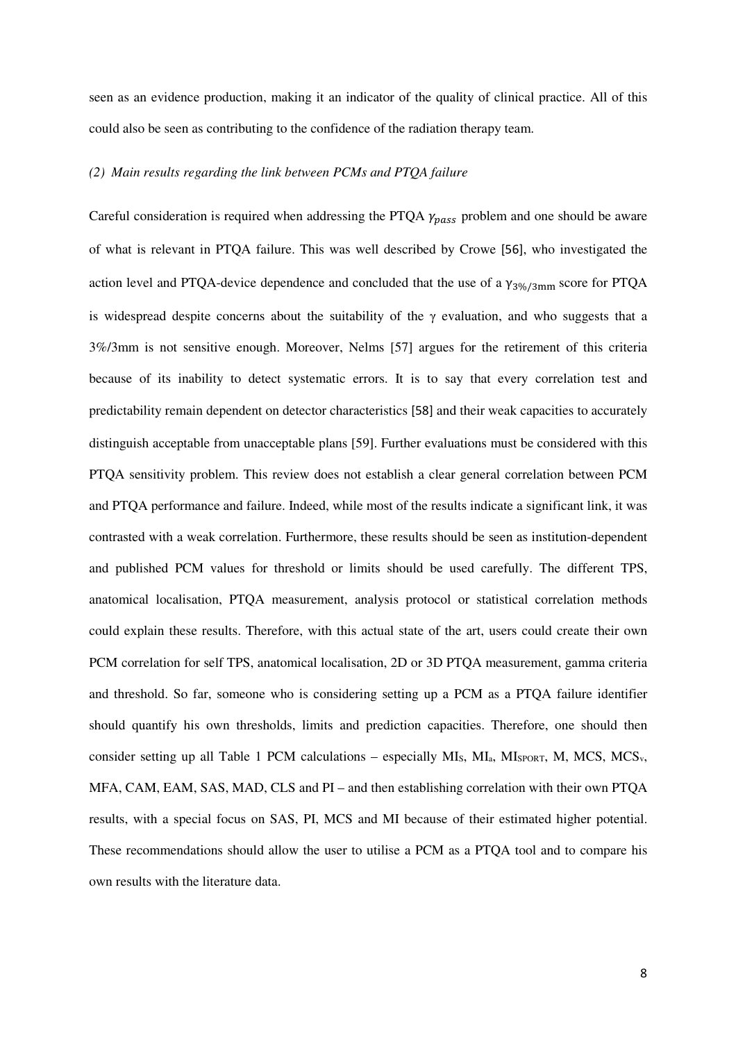seen as an evidence production, making it an indicator of the quality of clinical practice. All of this could also be seen as contributing to the confidence of the radiation therapy team.

*(2) Main results regarding the link between PCMs and PTQA failure*

Careful consideration is required when addressing the PTQA $\gamma_{pass}$ problem and one should be aware of what is relevant in PTQA failure. This was well described by Crowe [56], who investigated the action level and PTQA-device dependence and concluded that the use of a $\gamma_{3\%/3mm}$ score for PTQA is widespread despite concerns about the suitability of the $\gamma$ evaluation, and who suggests that a 3%/3mm is not sensitive enough. Moreover, Nelms [57] argues for the retirement of this criteria because of its inability to detect systematic errors. It is to say that every correlation test and predictability remain dependent on detector characteristics [58] and their weak capacities to accurately distinguish acceptable from unacceptable plans [59]. Further evaluations must be considered with this PTQA sensitivity problem. This review does not establish a clear general correlation between PCM and PTQA performance and failure. Indeed, while most of the results indicate a significant link, it was contrasted with a weak correlation. Furthermore, these results should be seen as institution-dependent and published PCM values for threshold or limits should be used carefully. The different TPS, anatomical localisation, PTQA measurement, analysis protocol or statistical correlation methods could explain these results. Therefore, with this actual state of the art, users could create their own PCM correlation for self TPS, anatomical localisation, 2D or 3D PTQA measurement, gamma criteria and threshold. So far, someone who is considering setting up a PCM as a PTQA failure identifier should quantify his own thresholds, limits and prediction capacities. Therefore, one should then consider setting up all Table 1 PCM calculations – especially $MI_S$, $MI_a$, $MI_{SPORT}$, M, MCS, $MCS_v$, MFA, CAM, EAM, SAS, MAD, CLS and PI – and then establishing correlation with their own PTQA results, with a special focus on SAS, PI, MCS and MI because of their estimated higher potential. These recommendations should allow the user to utilise a PCM as a PTQA tool and to compare his own results with the literature data.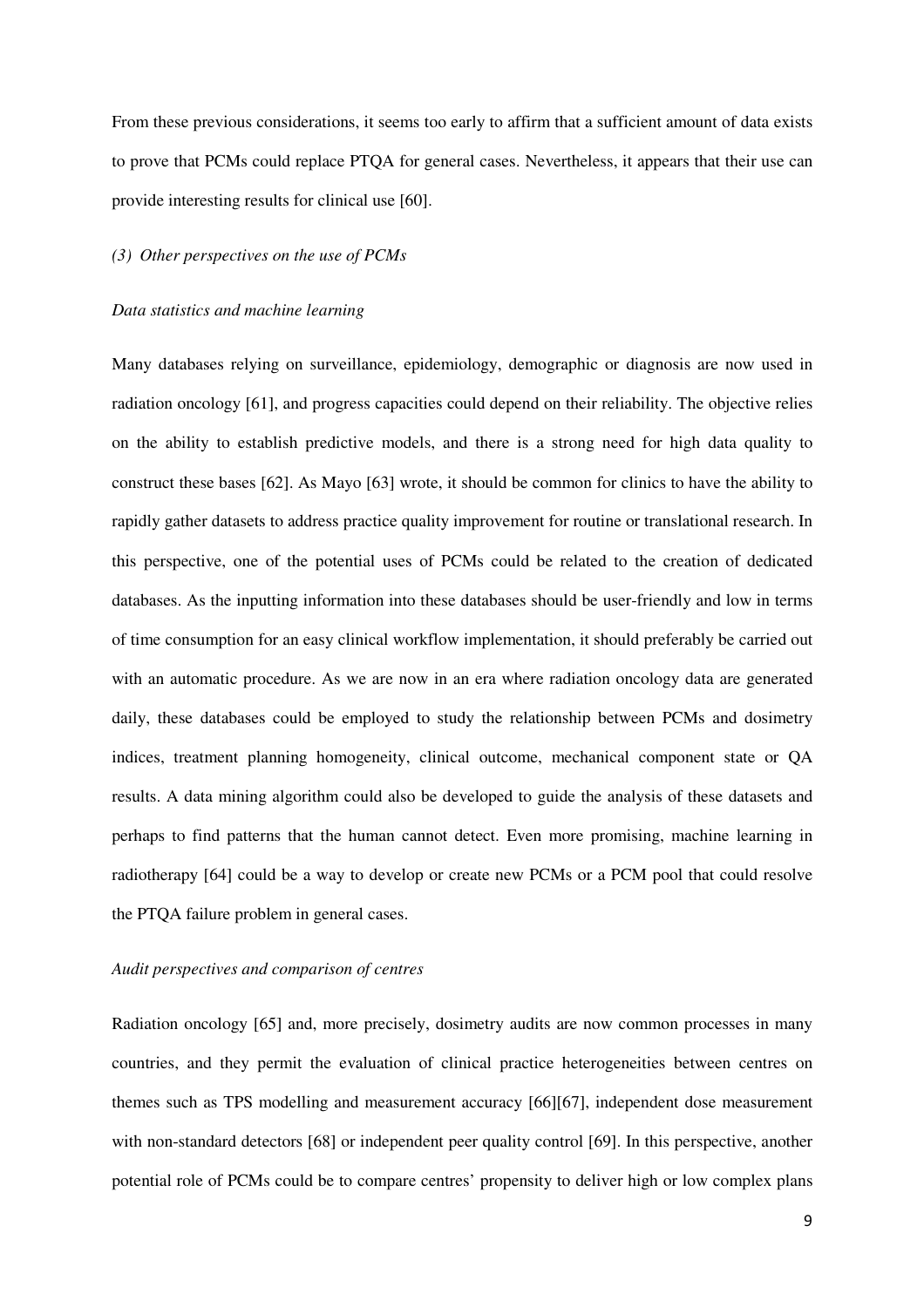From these previous considerations, it seems too early to affirm that a sufficient amount of data exists to prove that PCMs could replace PTQA for general cases. Nevertheless, it appears that their use can provide interesting results for clinical use [60].

### *(3) Other perspectives on the use of PCMs*

#### *Data statistics and machine learning*

Many databases relying on surveillance, epidemiology, demographic or diagnosis are now used in radiation oncology [61], and progress capacities could depend on their reliability. The objective relies on the ability to establish predictive models, and there is a strong need for high data quality to construct these bases [62]. As Mayo [63] wrote, it should be common for clinics to have the ability to rapidly gather datasets to address practice quality improvement for routine or translational research. In this perspective, one of the potential uses of PCMs could be related to the creation of dedicated databases. As the inputting information into these databases should be user-friendly and low in terms of time consumption for an easy clinical workflow implementation, it should preferably be carried out with an automatic procedure. As we are now in an era where radiation oncology data are generated daily, these databases could be employed to study the relationship between PCMs and dosimetry indices, treatment planning homogeneity, clinical outcome, mechanical component state or QA results. A data mining algorithm could also be developed to guide the analysis of these datasets and perhaps to find patterns that the human cannot detect. Even more promising, machine learning in radiotherapy [64] could be a way to develop or create new PCMs or a PCM pool that could resolve the PTQA failure problem in general cases.

#### *Audit perspectives and comparison of centres*

Radiation oncology [65] and, more precisely, dosimetry audits are now common processes in many countries, and they permit the evaluation of clinical practice heterogeneities between centres on themes such as TPS modelling and measurement accuracy [66][67], independent dose measurement with non-standard detectors [68] or independent peer quality control [69]. In this perspective, another potential role of PCMs could be to compare centres' propensity to deliver high or low complex plans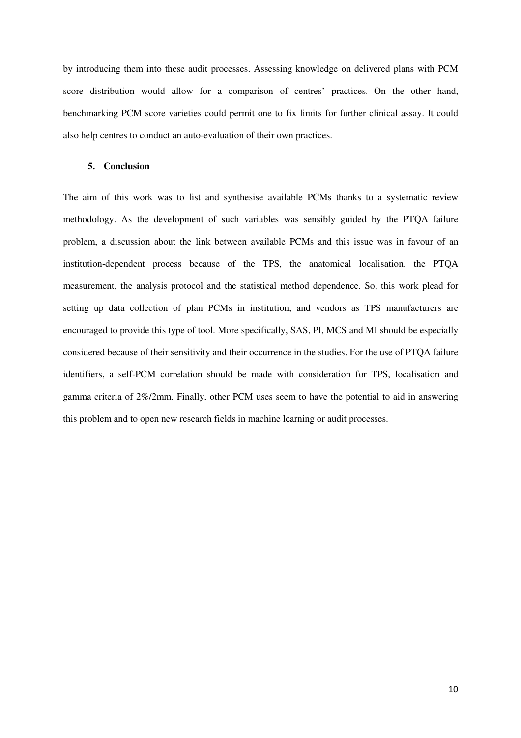by introducing them into these audit processes. Assessing knowledge on delivered plans with PCM score distribution would allow for a comparison of centres' practices. On the other hand, benchmarking PCM score varieties could permit one to fix limits for further clinical assay. It could also help centres to conduct an auto-evaluation of their own practices.

## 5. Conclusion

The aim of this work was to list and synthesise available PCMs thanks to a systematic review methodology. As the development of such variables was sensibly guided by the PTQA failure problem, a discussion about the link between available PCMs and this issue was in favour of an institution-dependent process because of the TPS, the anatomical localisation, the PTQA measurement, the analysis protocol and the statistical method dependence. So, this work plead for setting up data collection of plan PCMs in institution, and vendors as TPS manufacturers are encouraged to provide this type of tool. More specifically, SAS, PI, MCS and MI should be especially considered because of their sensitivity and their occurrence in the studies. For the use of PTQA failure identifiers, a self-PCM correlation should be made with consideration for TPS, localisation and gamma criteria of 2%/2mm. Finally, other PCM uses seem to have the potential to aid in answering this problem and to open new research fields in machine learning or audit processes.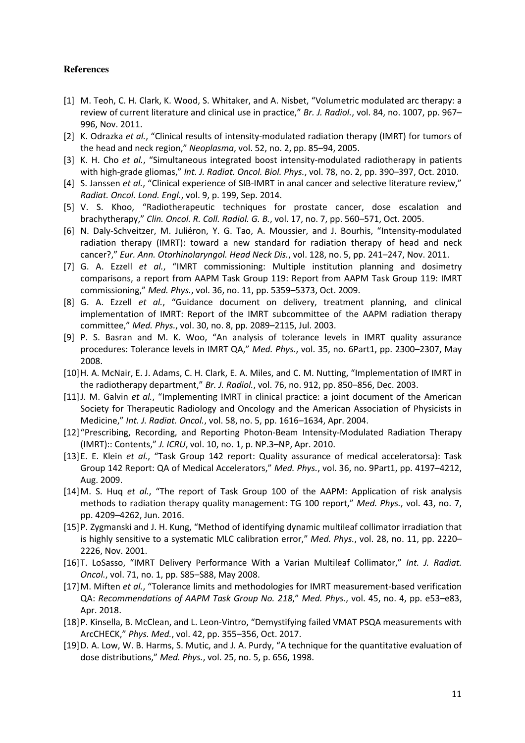**References**

[1] M. Teoh, C. H. Clark, K. Wood, S. Whitaker, and A. Nisbet, "Volumetric modulated arc therapy: a review of current literature and clinical use in practice," *Br. J. Radiol.*, vol. 84, no. 1007, pp. 967–996, Nov. 2011.

[2] K. Odrazka *et al.*, "Clinical results of intensity-modulated radiation therapy (IMRT) for tumors of the head and neck region," *Neoplasma*, vol. 52, no. 2, pp. 85–94, 2005.

[3] K. H. Cho *et al.*, "Simultaneous integrated boost intensity-modulated radiotherapy in patients with high-grade gliomas," *Int. J. Radiat. Oncol. Biol. Phys.*, vol. 78, no. 2, pp. 390–397, Oct. 2010.

[4] S. Janssen *et al.*, "Clinical experience of SIB-IMRT in anal cancer and selective literature review," *Radiat. Oncol. Lond. Engl.*, vol. 9, p. 199, Sep. 2014.

[5] V. S. Khoo, "Radiotherapeutic techniques for prostate cancer, dose escalation and brachytherapy," *Clin. Oncol. R. Coll. Radiol. G. B.*, vol. 17, no. 7, pp. 560–571, Oct. 2005.

[6] N. Daly-Schveitzer, M. Juliéron, Y. G. Tao, A. Moussier, and J. Bourhis, "Intensity-modulated radiation therapy (IMRT): toward a new standard for radiation therapy of head and neck cancer?," *Eur. Ann. Otorhinolaryngol. Head Neck Dis.*, vol. 128, no. 5, pp. 241–247, Nov. 2011.

[7] G. A. Ezzell *et al.*, "IMRT commissioning: Multiple institution planning and dosimetry comparisons, a report from AAPM Task Group 119: Report from AAPM Task Group 119: IMRT commissioning," *Med. Phys.*, vol. 36, no. 11, pp. 5359–5373, Oct. 2009.

[8] G. A. Ezzell *et al.*, "Guidance document on delivery, treatment planning, and clinical implementation of IMRT: Report of the IMRT subcommittee of the AAPM radiation therapy committee," *Med. Phys.*, vol. 30, no. 8, pp. 2089–2115, Jul. 2003.

[9] P. S. Basran and M. K. Woo, "An analysis of tolerance levels in IMRT quality assurance procedures: Tolerance levels in IMRT QA," *Med. Phys.*, vol. 35, no. 6Part1, pp. 2300–2307, May 2008.

[10] H. A. McNair, E. J. Adams, C. H. Clark, E. A. Miles, and C. M. Nutting, "Implementation of IMRT in the radiotherapy department," *Br. J. Radiol.*, vol. 76, no. 912, pp. 850–856, Dec. 2003.

[11] J. M. Galvin *et al.*, "Implementing IMRT in clinical practice: a joint document of the American Society for Therapeutic Radiology and Oncology and the American Association of Physicists in Medicine," *Int. J. Radiat. Oncol.*, vol. 58, no. 5, pp. 1616–1634, Apr. 2004.

[12] "Prescribing, Recording, and Reporting Photon-Beam Intensity-Modulated Radiation Therapy (IMRT):: Contents," *J. ICRU*, vol. 10, no. 1, p. NP.3–NP, Apr. 2010.

[13] E. E. Klein *et al.*, "Task Group 142 report: Quality assurance of medical acceleratorsa): Task Group 142 Report: QA of Medical Accelerators," *Med. Phys.*, vol. 36, no. 9Part1, pp. 4197–4212, Aug. 2009.

[14] M. S. Huq *et al.*, "The report of Task Group 100 of the AAPM: Application of risk analysis methods to radiation therapy quality management: TG 100 report," *Med. Phys.*, vol. 43, no. 7, pp. 4209–4262, Jun. 2016.

[15] P. Zygmanski and J. H. Kung, "Method of identifying dynamic multileaf collimator irradiation that is highly sensitive to a systematic MLC calibration error," *Med. Phys.*, vol. 28, no. 11, pp. 2220–2226, Nov. 2001.

[16] T. LoSasso, "IMRT Delivery Performance With a Varian Multileaf Collimator," *Int. J. Radiat. Oncol.*, vol. 71, no. 1, pp. S85–S88, May 2008.

[17] M. Miften *et al.*, "Tolerance limits and methodologies for IMRT measurement-based verification QA: *Recommendations of AAPM Task Group No. 218*," *Med. Phys.*, vol. 45, no. 4, pp. e53–e83, Apr. 2018.

[18] P. Kinsella, B. McClean, and L. Leon-Vintro, "Demystifying failed VMAT PSQA measurements with ArcCHECK," *Phys. Med.*, vol. 42, pp. 355–356, Oct. 2017.

[19] D. A. Low, W. B. Harms, S. Mutic, and J. A. Purdy, "A technique for the quantitative evaluation of dose distributions," *Med. Phys.*, vol. 25, no. 5, p. 656, 1998.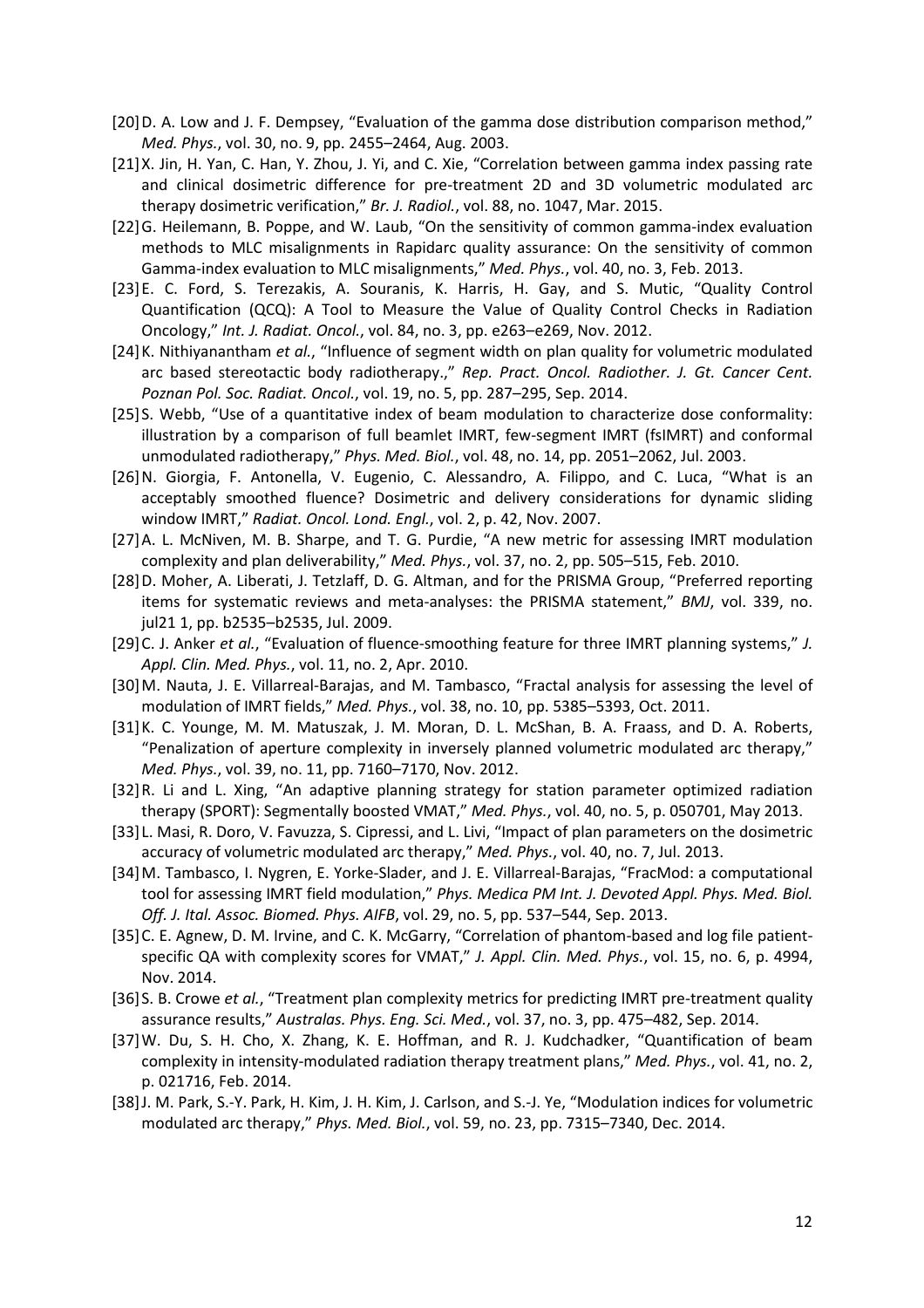[20] D. A. Low and J. F. Dempsey, "Evaluation of the gamma dose distribution comparison method," *Med. Phys.*, vol. 30, no. 9, pp. 2455–2464, Aug. 2003.

[21] X. Jin, H. Yan, C. Han, Y. Zhou, J. Yi, and C. Xie, "Correlation between gamma index passing rate and clinical dosimetric difference for pre-treatment 2D and 3D volumetric modulated arc therapy dosimetric verification," *Br. J. Radiol.*, vol. 88, no. 1047, Mar. 2015.

[22] G. Heilemann, B. Poppe, and W. Laub, "On the sensitivity of common gamma-index evaluation methods to MLC misalignments in Rapidarc quality assurance: On the sensitivity of common Gamma-index evaluation to MLC misalignments," *Med. Phys.*, vol. 40, no. 3, Feb. 2013.

[23] E. C. Ford, S. Terezakis, A. Souranis, K. Harris, H. Gay, and S. Mutic, "Quality Control Quantification (QCQ): A Tool to Measure the Value of Quality Control Checks in Radiation Oncology," *Int. J. Radiat. Oncol.*, vol. 84, no. 3, pp. e263–e269, Nov. 2012.

[24] K. Nithiyanantham *et al.*, "Influence of segment width on plan quality for volumetric modulated arc based stereotactic body radiotherapy.," *Rep. Pract. Oncol. Radiother. J. Gt. Cancer Cent. Poznan Pol. Soc. Radiat. Oncol.*, vol. 19, no. 5, pp. 287–295, Sep. 2014.

[25] S. Webb, "Use of a quantitative index of beam modulation to characterize dose conformality: illustration by a comparison of full beamlet IMRT, few-segment IMRT (fsIMRT) and conformal unmodulated radiotherapy," *Phys. Med. Biol.*, vol. 48, no. 14, pp. 2051–2062, Jul. 2003.

[26] N. Giorgia, F. Antonella, V. Eugenio, C. Alessandro, A. Filippo, and C. Luca, "What is an acceptably smoothed fluence? Dosimetric and delivery considerations for dynamic sliding window IMRT," *Radiat. Oncol. Lond. Engl.*, vol. 2, p. 42, Nov. 2007.

[27] A. L. McNiven, M. B. Sharpe, and T. G. Purdie, "A new metric for assessing IMRT modulation complexity and plan deliverability," *Med. Phys.*, vol. 37, no. 2, pp. 505–515, Feb. 2010.

[28] D. Moher, A. Liberati, J. Tetzlaff, D. G. Altman, and for the PRISMA Group, "Preferred reporting items for systematic reviews and meta-analyses: the PRISMA statement," *BMJ*, vol. 339, no. jul21 1, pp. b2535–b2535, Jul. 2009.

[29] C. J. Anker *et al.*, "Evaluation of fluence-smoothing feature for three IMRT planning systems," *J. Appl. Clin. Med. Phys.*, vol. 11, no. 2, Apr. 2010.

[30] M. Nauta, J. E. Villarreal-Barajas, and M. Tambasco, "Fractal analysis for assessing the level of modulation of IMRT fields," *Med. Phys.*, vol. 38, no. 10, pp. 5385–5393, Oct. 2011.

[31] K. C. Younge, M. M. Matuszak, J. M. Moran, D. L. McShan, B. A. Fraass, and D. A. Roberts, "Penalization of aperture complexity in inversely planned volumetric modulated arc therapy," *Med. Phys.*, vol. 39, no. 11, pp. 7160–7170, Nov. 2012.

[32] R. Li and L. Xing, "An adaptive planning strategy for station parameter optimized radiation therapy (SPORT): Segmentally boosted VMAT," *Med. Phys.*, vol. 40, no. 5, p. 050701, May 2013.

[33] L. Masi, R. Doro, V. Favuzza, S. Cipressi, and L. Livi, "Impact of plan parameters on the dosimetric accuracy of volumetric modulated arc therapy," *Med. Phys.*, vol. 40, no. 7, Jul. 2013.

[34] M. Tambasco, I. Nygren, E. Yorke-Slader, and J. E. Villarreal-Barajas, "FracMod: a computational tool for assessing IMRT field modulation," *Phys. Medica PM Int. J. Devoted Appl. Phys. Med. Biol. Off. J. Ital. Assoc. Biomed. Phys. AIFB*, vol. 29, no. 5, pp. 537–544, Sep. 2013.

[35] C. E. Agnew, D. M. Irvine, and C. K. McGarry, "Correlation of phantom-based and log file patient-specific QA with complexity scores for VMAT," *J. Appl. Clin. Med. Phys.*, vol. 15, no. 6, p. 4994, Nov. 2014.

[36] S. B. Crowe *et al.*, "Treatment plan complexity metrics for predicting IMRT pre-treatment quality assurance results," *Australas. Phys. Eng. Sci. Med.*, vol. 37, no. 3, pp. 475–482, Sep. 2014.

[37] W. Du, S. H. Cho, X. Zhang, K. E. Hoffman, and R. J. Kudchadker, "Quantification of beam complexity in intensity-modulated radiation therapy treatment plans," *Med. Phys.*, vol. 41, no. 2, p. 021716, Feb. 2014.

[38] J. M. Park, S.-Y. Park, H. Kim, J. H. Kim, J. Carlson, and S.-J. Ye, "Modulation indices for volumetric modulated arc therapy," *Phys. Med. Biol.*, vol. 59, no. 23, pp. 7315–7340, Dec. 2014.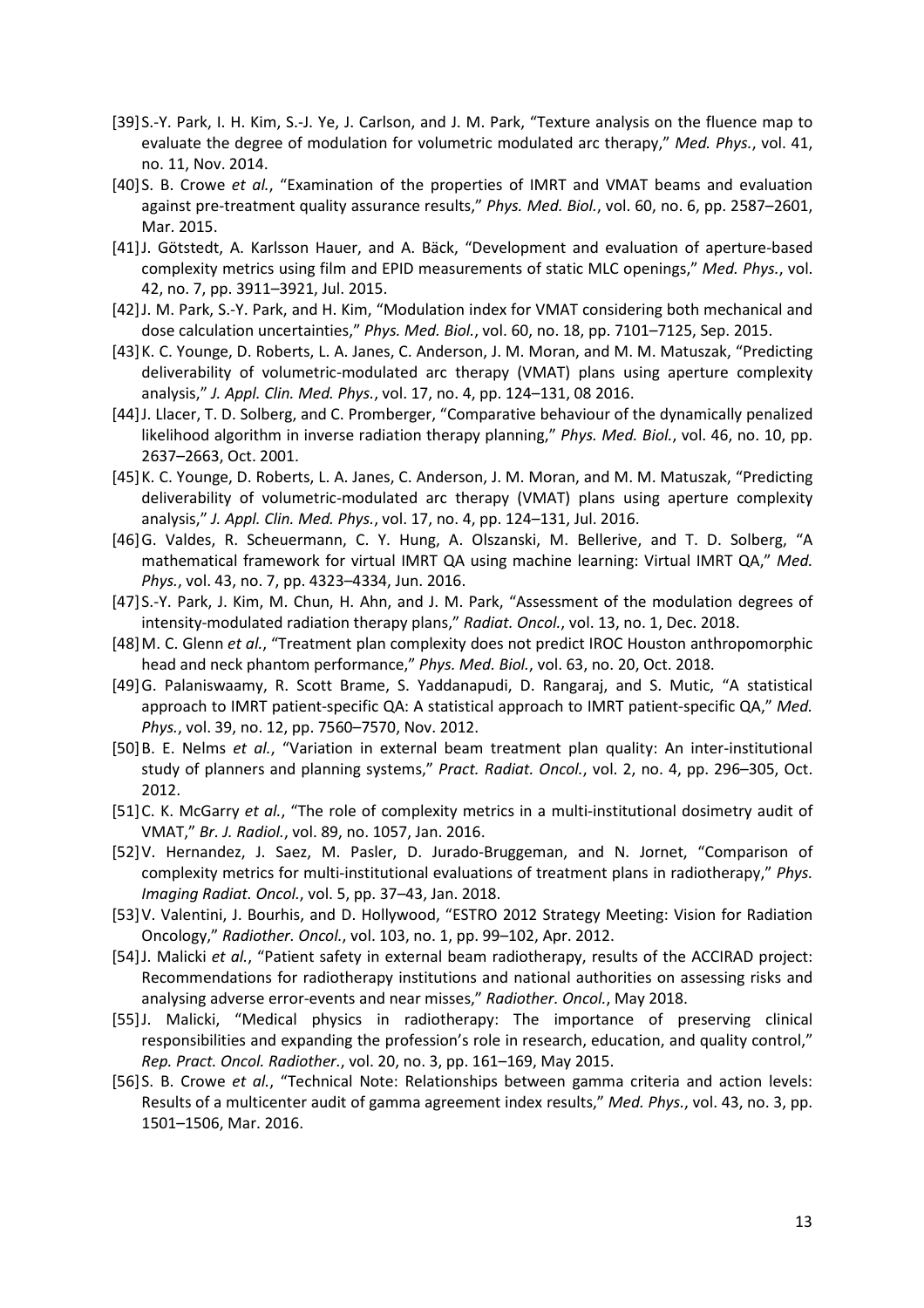[39] S.-Y. Park, I. H. Kim, S.-J. Ye, J. Carlson, and J. M. Park, "Texture analysis on the fluence map to evaluate the degree of modulation for volumetric modulated arc therapy," *Med. Phys.*, vol. 41, no. 11, Nov. 2014.

[40] S. B. Crowe *et al.*, "Examination of the properties of IMRT and VMAT beams and evaluation against pre-treatment quality assurance results," *Phys. Med. Biol.*, vol. 60, no. 6, pp. 2587–2601, Mar. 2015.

[41] J. Götstedt, A. Karlsson Hauer, and A. Bäck, "Development and evaluation of aperture-based complexity metrics using film and EPID measurements of static MLC openings," *Med. Phys.*, vol. 42, no. 7, pp. 3911–3921, Jul. 2015.

[42] J. M. Park, S.-Y. Park, and H. Kim, "Modulation index for VMAT considering both mechanical and dose calculation uncertainties," *Phys. Med. Biol.*, vol. 60, no. 18, pp. 7101–7125, Sep. 2015.

[43] K. C. Younge, D. Roberts, L. A. Janes, C. Anderson, J. M. Moran, and M. M. Matuszak, "Predicting deliverability of volumetric-modulated arc therapy (VMAT) plans using aperture complexity analysis," *J. Appl. Clin. Med. Phys.*, vol. 17, no. 4, pp. 124–131, 08 2016.

[44] J. Llacer, T. D. Solberg, and C. Promberger, "Comparative behaviour of the dynamically penalized likelihood algorithm in inverse radiation therapy planning," *Phys. Med. Biol.*, vol. 46, no. 10, pp. 2637–2663, Oct. 2001.

[45] K. C. Younge, D. Roberts, L. A. Janes, C. Anderson, J. M. Moran, and M. M. Matuszak, "Predicting deliverability of volumetric-modulated arc therapy (VMAT) plans using aperture complexity analysis," *J. Appl. Clin. Med. Phys.*, vol. 17, no. 4, pp. 124–131, Jul. 2016.

[46] G. Valdes, R. Scheuermann, C. Y. Hung, A. Olszanski, M. Bellerive, and T. D. Solberg, "A mathematical framework for virtual IMRT QA using machine learning: Virtual IMRT QA," *Med. Phys.*, vol. 43, no. 7, pp. 4323–4334, Jun. 2016.

[47] S.-Y. Park, J. Kim, M. Chun, H. Ahn, and J. M. Park, "Assessment of the modulation degrees of intensity-modulated radiation therapy plans," *Radiat. Oncol.*, vol. 13, no. 1, Dec. 2018.

[48] M. C. Glenn *et al.*, "Treatment plan complexity does not predict IROC Houston anthropomorphic head and neck phantom performance," *Phys. Med. Biol.*, vol. 63, no. 20, Oct. 2018.

[49] G. Palaniswaamy, R. Scott Brame, S. Yaddanapudi, D. Rangaraj, and S. Mutic, "A statistical approach to IMRT patient-specific QA: A statistical approach to IMRT patient-specific QA," *Med. Phys.*, vol. 39, no. 12, pp. 7560–7570, Nov. 2012.

[50] B. E. Nelms *et al.*, "Variation in external beam treatment plan quality: An inter-institutional study of planners and planning systems," *Pract. Radiat. Oncol.*, vol. 2, no. 4, pp. 296–305, Oct. 2012.

[51] C. K. McGarry *et al.*, "The role of complexity metrics in a multi-institutional dosimetry audit of VMAT," *Br. J. Radiol.*, vol. 89, no. 1057, Jan. 2016.

[52] V. Hernandez, J. Saez, M. Pasler, D. Jurado-Bruggeman, and N. Jornet, "Comparison of complexity metrics for multi-institutional evaluations of treatment plans in radiotherapy," *Phys. Imaging Radiat. Oncol.*, vol. 5, pp. 37–43, Jan. 2018.

[53] V. Valentini, J. Bourhis, and D. Hollywood, "ESTRO 2012 Strategy Meeting: Vision for Radiation Oncology," *Radiother. Oncol.*, vol. 103, no. 1, pp. 99–102, Apr. 2012.

[54] J. Malicki *et al.*, "Patient safety in external beam radiotherapy, results of the ACCIRAD project: Recommendations for radiotherapy institutions and national authorities on assessing risks and analysing adverse error-events and near misses," *Radiother. Oncol.*, May 2018.

[55] J. Malicki, "Medical physics in radiotherapy: The importance of preserving clinical responsibilities and expanding the profession's role in research, education, and quality control," *Rep. Pract. Oncol. Radiother.*, vol. 20, no. 3, pp. 161–169, May 2015.

[56] S. B. Crowe *et al.*, "Technical Note: Relationships between gamma criteria and action levels: Results of a multicenter audit of gamma agreement index results," *Med. Phys.*, vol. 43, no. 3, pp. 1501–1506, Mar. 2016.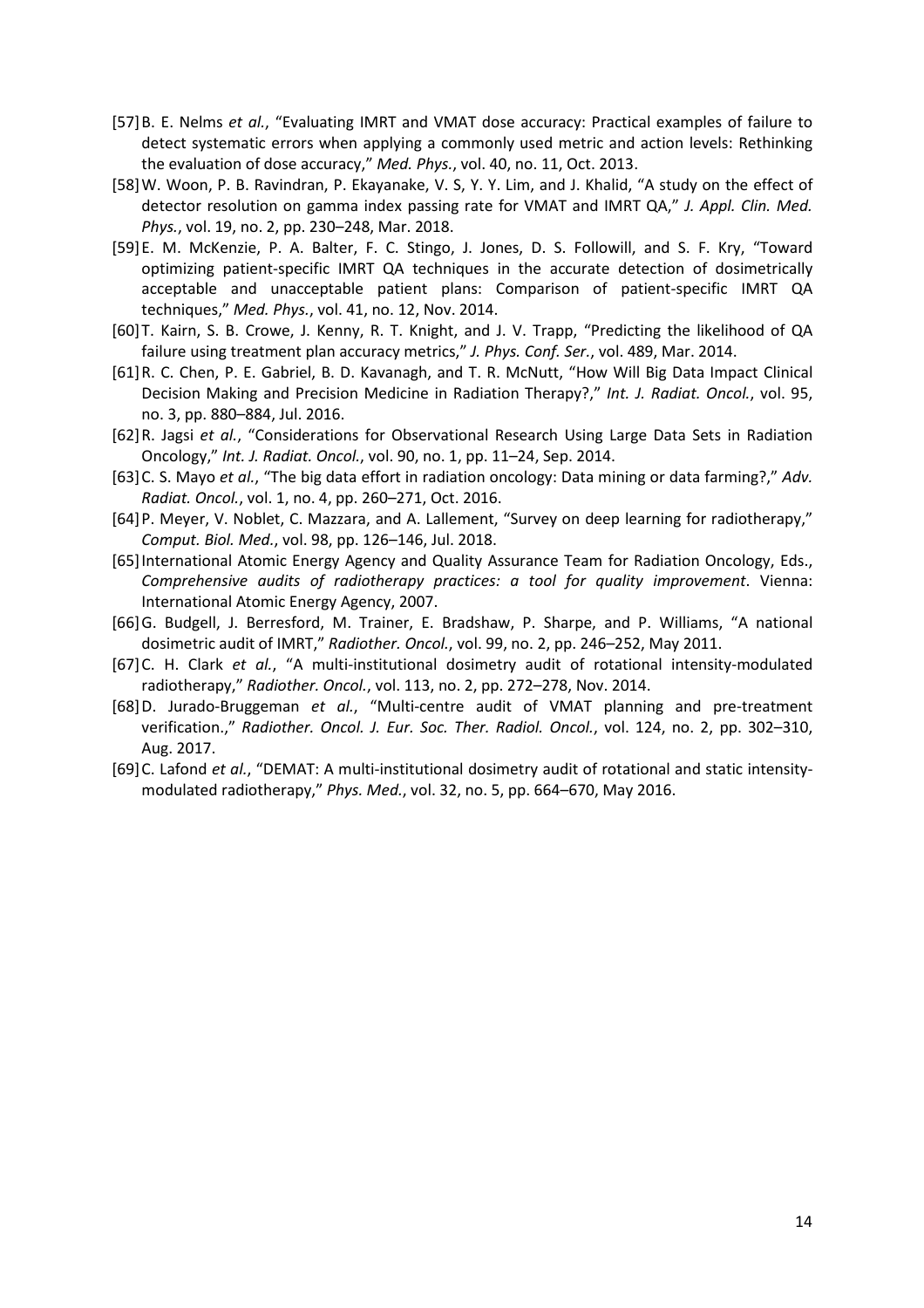[57] B. E. Nelms *et al.*, "Evaluating IMRT and VMAT dose accuracy: Practical examples of failure to detect systematic errors when applying a commonly used metric and action levels: Rethinking the evaluation of dose accuracy," *Med. Phys.*, vol. 40, no. 11, Oct. 2013.

[58] W. Woon, P. B. Ravindran, P. Ekayanake, V. S, Y. Y. Lim, and J. Khalid, "A study on the effect of detector resolution on gamma index passing rate for VMAT and IMRT QA," *J. Appl. Clin. Med. Phys.*, vol. 19, no. 2, pp. 230–248, Mar. 2018.

[59] E. M. McKenzie, P. A. Balter, F. C. Stingo, J. Jones, D. S. Followill, and S. F. Kry, "Toward optimizing patient-specific IMRT QA techniques in the accurate detection of dosimetrically acceptable and unacceptable patient plans: Comparison of patient-specific IMRT QA techniques," *Med. Phys.*, vol. 41, no. 12, Nov. 2014.

[60] T. Kairn, S. B. Crowe, J. Kenny, R. T. Knight, and J. V. Trapp, "Predicting the likelihood of QA failure using treatment plan accuracy metrics," *J. Phys. Conf. Ser.*, vol. 489, Mar. 2014.

[61] R. C. Chen, P. E. Gabriel, B. D. Kavanagh, and T. R. McNutt, "How Will Big Data Impact Clinical Decision Making and Precision Medicine in Radiation Therapy?," *Int. J. Radiat. Oncol.*, vol. 95, no. 3, pp. 880–884, Jul. 2016.

[62] R. Jagsi *et al.*, "Considerations for Observational Research Using Large Data Sets in Radiation Oncology," *Int. J. Radiat. Oncol.*, vol. 90, no. 1, pp. 11–24, Sep. 2014.

[63] C. S. Mayo *et al.*, "The big data effort in radiation oncology: Data mining or data farming?," *Adv. Radiat. Oncol.*, vol. 1, no. 4, pp. 260–271, Oct. 2016.

[64] P. Meyer, V. Noblet, C. Mazzara, and A. Lallement, "Survey on deep learning for radiotherapy," *Comput. Biol. Med.*, vol. 98, pp. 126–146, Jul. 2018.

[65] International Atomic Energy Agency and Quality Assurance Team for Radiation Oncology, Eds., *Comprehensive audits of radiotherapy practices: a tool for quality improvement*. Vienna: International Atomic Energy Agency, 2007.

[66] G. Budgell, J. Berresford, M. Trainer, E. Bradshaw, P. Sharpe, and P. Williams, "A national dosimetric audit of IMRT," *Radiother. Oncol.*, vol. 99, no. 2, pp. 246–252, May 2011.

[67] C. H. Clark *et al.*, "A multi-institutional dosimetry audit of rotational intensity-modulated radiotherapy," *Radiother. Oncol.*, vol. 113, no. 2, pp. 272–278, Nov. 2014.

[68] D. Jurado-Bruggeman *et al.*, "Multi-centre audit of VMAT planning and pre-treatment verification.," *Radiother. Oncol. J. Eur. Soc. Ther. Radiol. Oncol.*, vol. 124, no. 2, pp. 302–310, Aug. 2017.

[69] C. Lafond *et al.*, "DEMAT: A multi-institutional dosimetry audit of rotational and static intensity-modulated radiotherapy," *Phys. Med.*, vol. 32, no. 5, pp. 664–670, May 2016.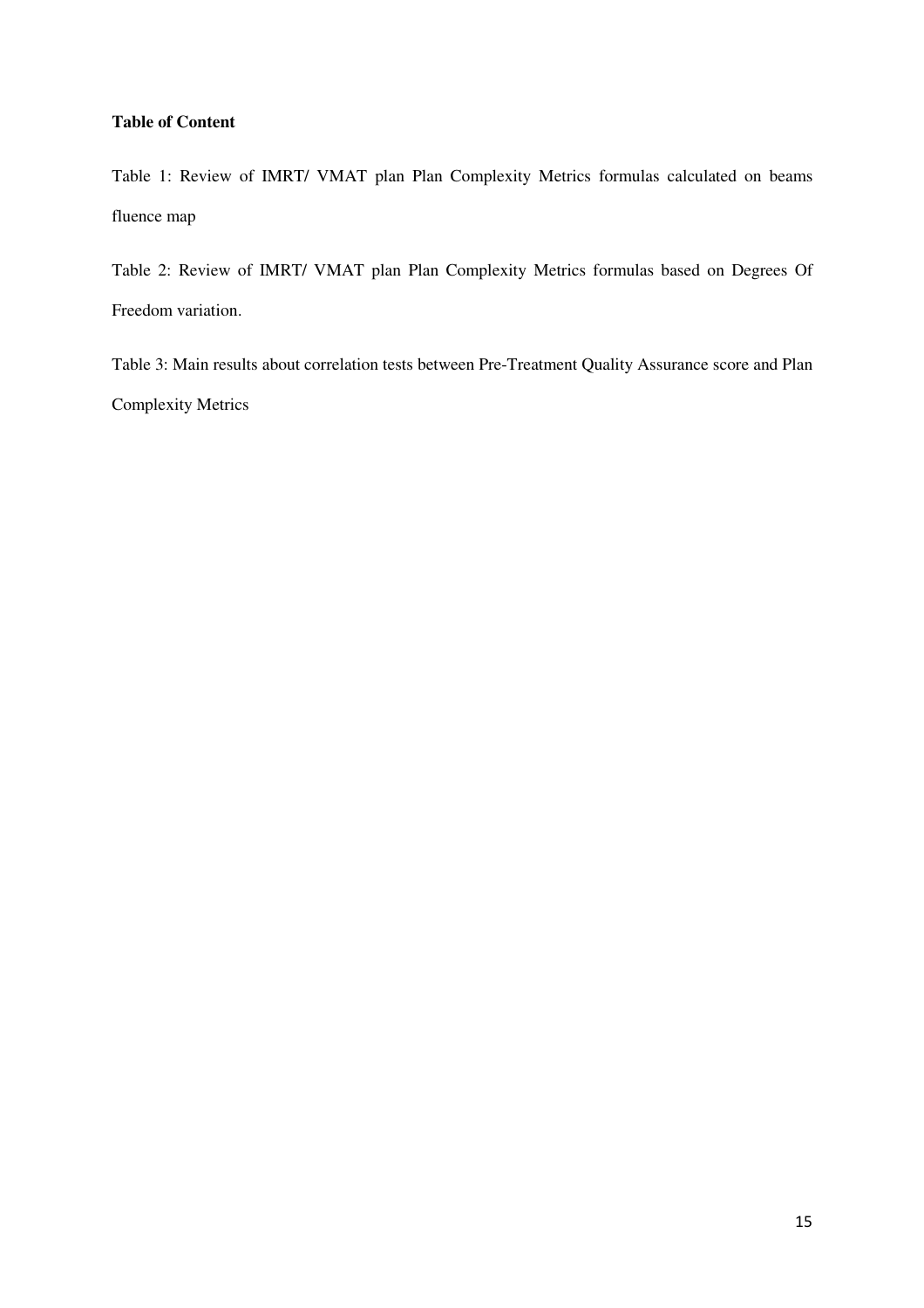**Table of Content**

Table 1: Review of IMRT/ VMAT plan Plan Complexity Metrics formulas calculated on beams fluence map

Table 2: Review of IMRT/ VMAT plan Plan Complexity Metrics formulas based on Degrees Of Freedom variation.

Table 3: Main results about correlation tests between Pre-Treatment Quality Assurance score and Plan Complexity Metrics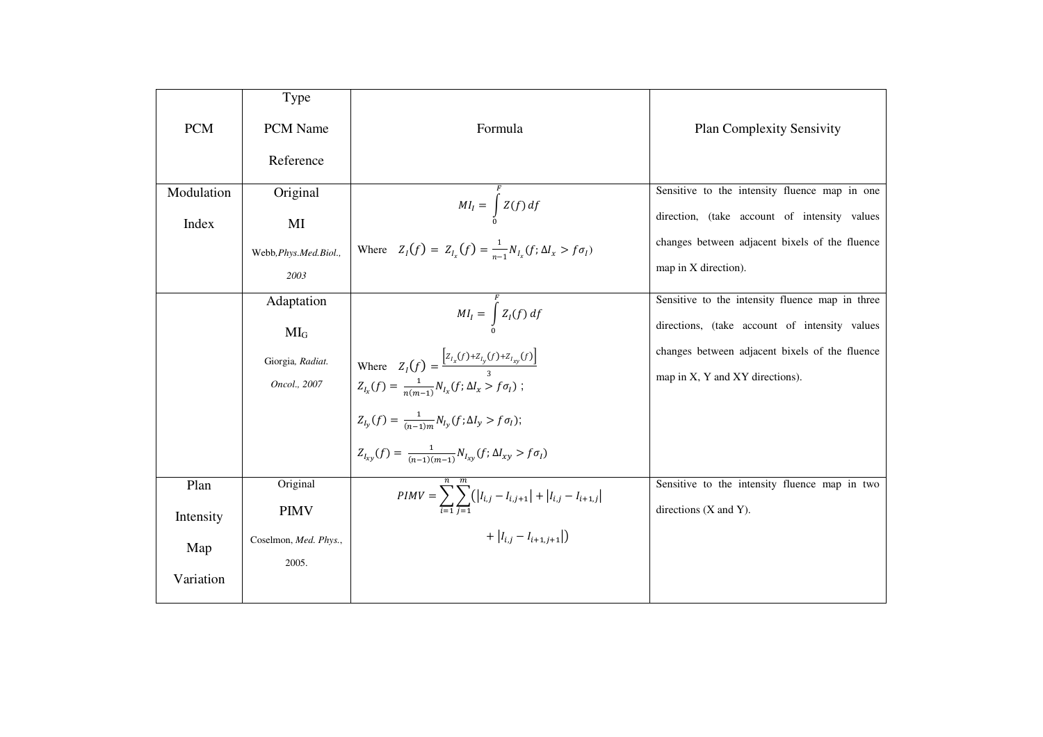| PCM | Type<br>PCM Name<br>Reference | Formula | Plan Complexity Sensivity |
|---|---|---|---|
| Modulation Index | Original<br>MI<br>Webb, *Phys.Med.Biol.*, *2003* | $MI_I = \int_0^F Z(f)\,df$<br><br>Where $Z_I(f) = Z_{I_x}(f) = \frac{1}{n-1} N_{I_x}(f; \Delta I_x > f\sigma_I)$ | Sensitive to the intensity fluence map in one direction, (take account of intensity values changes between adjacent bixels of the fluence map in X direction). |
| | Adaptation<br>$MI_G$<br>Giorgia, *Radiat. Oncol., 2007* | $MI_I = \int_0^F Z_I(f)\,df$<br><br>Where $Z_I(f) = \frac{\left[Z_{I_x}(f)+Z_{I_y}(f)+Z_{I_{xy}}(f)\right]}{3}$<br>$Z_{I_x}(f) = \frac{1}{n(m-1)} N_{I_x}(f; \Delta I_x > f\sigma_I)$ ;<br>$Z_{I_y}(f) = \frac{1}{(n-1)m} N_{I_y}(f; \Delta I_y > f\sigma_I)$;<br>$Z_{I_{xy}}(f) = \frac{1}{(n-1)(m-1)} N_{I_{xy}}(f; \Delta I_{xy} > f\sigma_I)$ | Sensitive to the intensity fluence map in three directions, (take account of intensity values changes between adjacent bixels of the fluence map in X, Y and XY directions). |
| Plan Intensity Map Variation | Original<br>PIMV<br>Coselmon, *Med. Phys.*, 2005. | $PIMV = \sum_{i=1}^{n}\sum_{j=1}^{m}\left(\lvert I_{i,j} - I_{i,j+1}\rvert + \lvert I_{i,j} - I_{i+1,j}\rvert + \lvert I_{i,j} - I_{i+1,j+1}\rvert\right)$ | Sensitive to the intensity fluence map in two directions (X and Y). |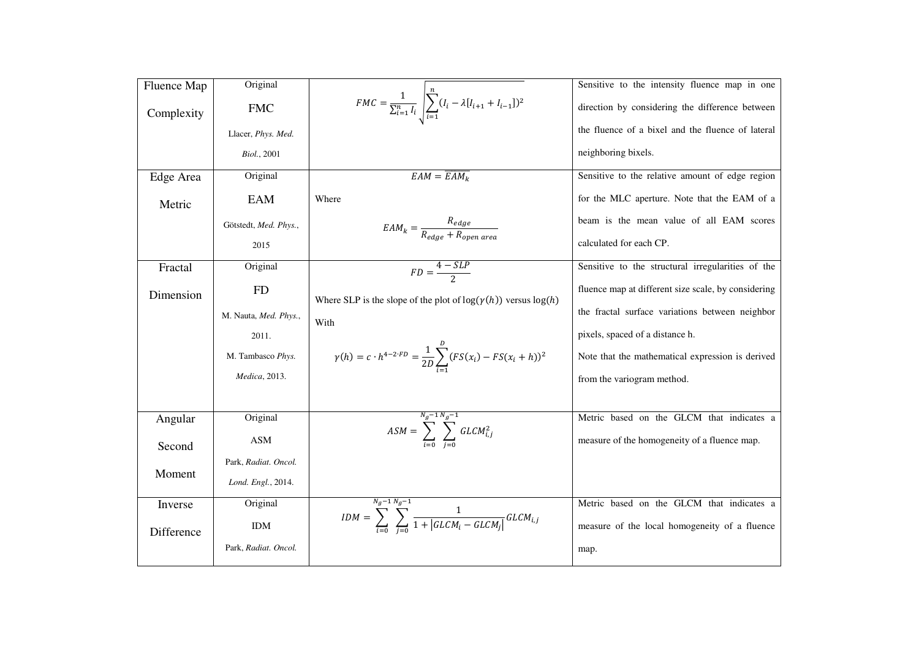| | | | |
|---|---|---|---|
| Fluence Map Complexity | Original<br>FMC<br>Llacer, *Phys. Med. Biol.*, 2001 | $FMC = \frac{1}{\sum_{i=1}^{n} I_i} \sqrt{\sum_{i=1}^{n} (I_i - \lambda[I_{i+1} + I_{i-1}])^2}$ | Sensitive to the intensity fluence map in one direction by considering the difference between the fluence of a bixel and the fluence of lateral neighboring bixels. |
| Edge Area Metric | Original<br>EAM<br>Götstedt, *Med. Phys.*, 2015 | $EAM = \overline{EAM_k}$<br>Where<br>$EAM_k = \frac{R_{edge}}{R_{edge} + R_{open\ area}}$ | Sensitive to the relative amount of edge region for the MLC aperture. Note that the EAM of a beam is the mean value of all EAM scores calculated for each CP. |
| Fractal Dimension | Original<br>FD<br>M. Nauta, *Med. Phys.*, 2011.<br>M. Tambasco *Phys. Medica*, 2013. | $FD = \frac{4 - SLP}{2}$<br>Where SLP is the slope of the plot of $\log(\gamma(h))$ versus $\log(h)$<br>With<br>$\gamma(h) = c \cdot h^{4-2\cdot FD} = \frac{1}{2D} \sum_{i=1}^{D} (FS(x_i) - FS(x_i + h))^2$ | Sensitive to the structural irregularities of the fluence map at different size scale, by considering the fractal surface variations between neighbor pixels, spaced of a distance h.<br>Note that the mathematical expression is derived from the variogram method. |
| Angular Second Moment | Original<br>ASM<br>Park, *Radiat. Oncol. Lond. Engl.*, 2014. | $ASM = \sum_{i=0}^{N_g-1} \sum_{j=0}^{N_g-1} GLCM_{i,j}^2$ | Metric based on the GLCM that indicates a measure of the homogeneity of a fluence map. |
| Inverse Difference | Original<br>IDM<br>Park, *Radiat. Oncol.* | $IDM = \sum_{i=0}^{N_g-1} \sum_{j=0}^{N_g-1} \frac{1}{1 + \lvert GLCM_i - GLCM_j \rvert} GLCM_{i,j}$ | Metric based on the GLCM that indicates a measure of the local homogeneity of a fluence map. |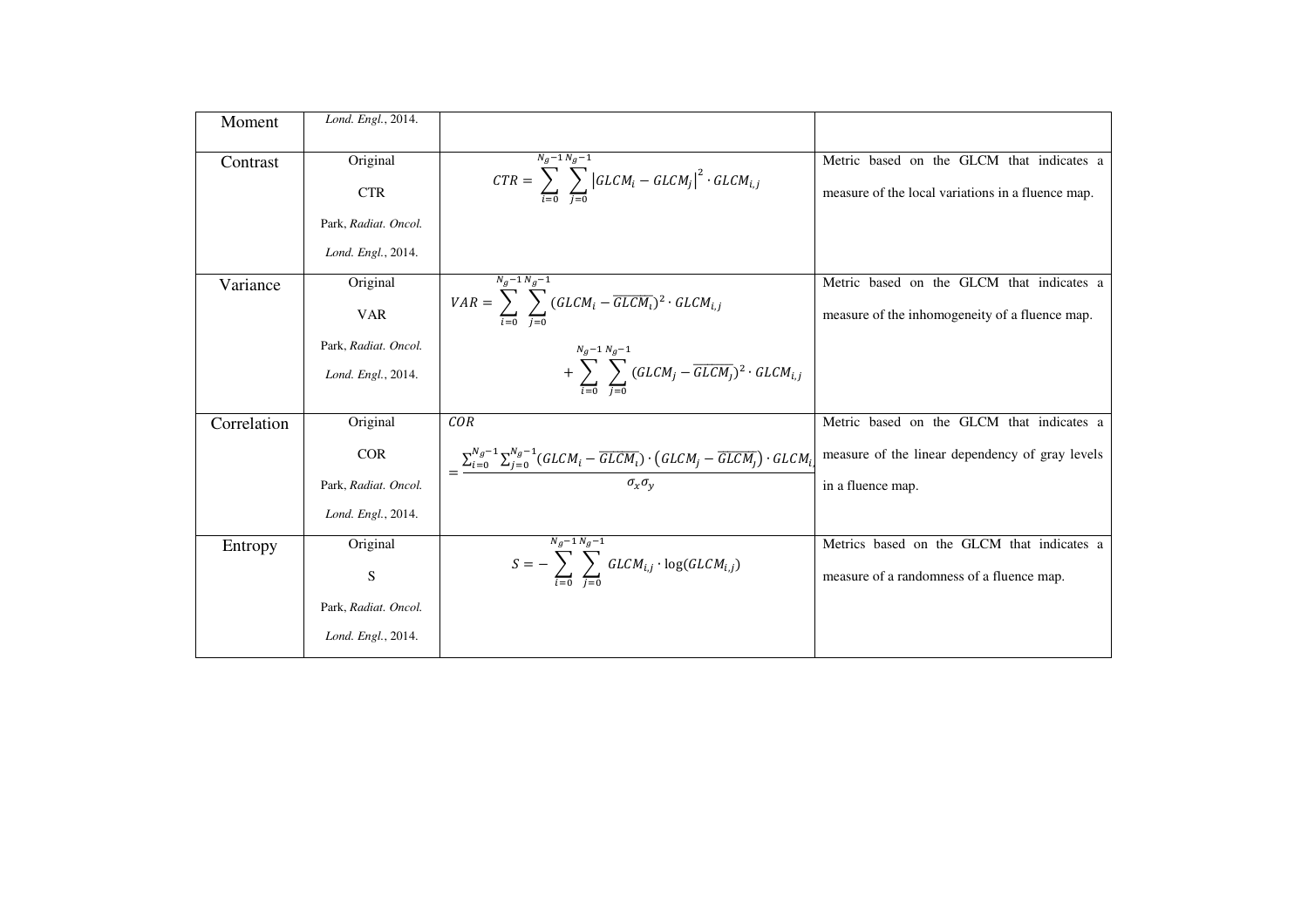| | | | |
|---|---|---|---|
| Moment | *Lond. Engl.*, 2014. | | |
| Contrast | Original<br><br>CTR<br><br>Park, *Radiat. Oncol. Lond. Engl.*, 2014. | $CTR = \sum_{i=0}^{N_g-1}\sum_{j=0}^{N_g-1}\left\|GLCM_i - GLCM_j\right\|^2 \cdot GLCM_{i,j}$ | Metric based on the GLCM that indicates a measure of the local variations in a fluence map. |
| Variance | Original<br><br>VAR<br><br>Park, *Radiat. Oncol. Lond. Engl.*, 2014. | $VAR = \sum_{i=0}^{N_g-1}\sum_{j=0}^{N_g-1}(GLCM_i - \overline{GLCM_i})^2 \cdot GLCM_{i,j} + \sum_{i=0}^{N_g-1}\sum_{j=0}^{N_g-1}(GLCM_j - \overline{GLCM_j})^2 \cdot GLCM_{i,j}$ | Metric based on the GLCM that indicates a measure of the inhomogeneity of a fluence map. |
| Correlation | Original<br><br>COR<br><br>Park, *Radiat. Oncol. Lond. Engl.*, 2014. | $COR = \frac{\sum_{i=0}^{N_g-1}\sum_{j=0}^{N_g-1}(GLCM_i - \overline{GLCM_i}) \cdot (GLCM_j - \overline{GLCM_j}) \cdot GLCM_{i,j}}{\sigma_x \sigma_y}$ | Metric based on the GLCM that indicates a measure of the linear dependency of gray levels in a fluence map. |
| Entropy | Original<br><br>S<br><br>Park, *Radiat. Oncol. Lond. Engl.*, 2014. | $S = -\sum_{i=0}^{N_g-1}\sum_{j=0}^{N_g-1} GLCM_{i,j} \cdot \log(GLCM_{i,j})$ | Metrics based on the GLCM that indicates a measure of a randomness of a fluence map. |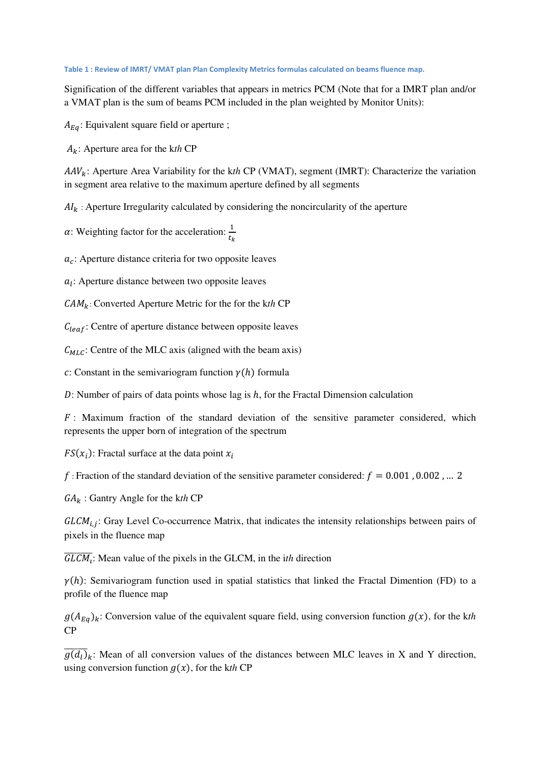**Table 1 : Review of IMRT/ VMAT plan Plan Complexity Metrics formulas calculated on beams fluence map.**

Signification of the different variables that appears in metrics PCM (Note that for a IMRT plan and/or a VMAT plan is the sum of beams PCM included in the plan weighted by Monitor Units):

$A_{Eq}$: Equivalent square field or aperture ;

$A_k$: Aperture area for the k*th* CP

$AAV_k$: Aperture Area Variability for the k*th* CP (VMAT), segment (IMRT): Characterize the variation in segment area relative to the maximum aperture defined by all segments

$AI_k$ : Aperture Irregularity calculated by considering the noncircularity of the aperture

$\alpha$: Weighting factor for the acceleration: $\frac{1}{t_k}$

$a_c$: Aperture distance criteria for two opposite leaves

$a_l$: Aperture distance between two opposite leaves

$CAM_k$: Converted Aperture Metric for the for the k*th* CP

$C_{leaf}$: Centre of aperture distance between opposite leaves

$C_{MLC}$: Centre of the MLC axis (aligned with the beam axis)

$c$: Constant in the semivariogram function $\gamma(h)$ formula

$D$: Number of pairs of data points whose lag is $h$, for the Fractal Dimension calculation

$F$ : Maximum fraction of the standard deviation of the sensitive parameter considered, which represents the upper born of integration of the spectrum

$FS(x_i)$: Fractal surface at the data point $x_i$

$f$ : Fraction of the standard deviation of the sensitive parameter considered: $f = 0.001, 0.002, \ldots 2$

$GA_k$ : Gantry Angle for the k*th* CP

$GLCM_{i,j}$: Gray Level Co-occurrence Matrix, that indicates the intensity relationships between pairs of pixels in the fluence map

$\overline{GLCM_i}$: Mean value of the pixels in the GLCM, in the i*th* direction

$\gamma(h)$: Semivariogram function used in spatial statistics that linked the Fractal Dimention (FD) to a profile of the fluence map

$g(A_{Eq})_k$: Conversion value of the equivalent square field, using conversion function $g(x)$, for the k*th* CP

$\overline{g(d_l)_k}$: Mean of all conversion values of the distances between MLC leaves in X and Y direction, using conversion function $g(x)$, for the k*th* CP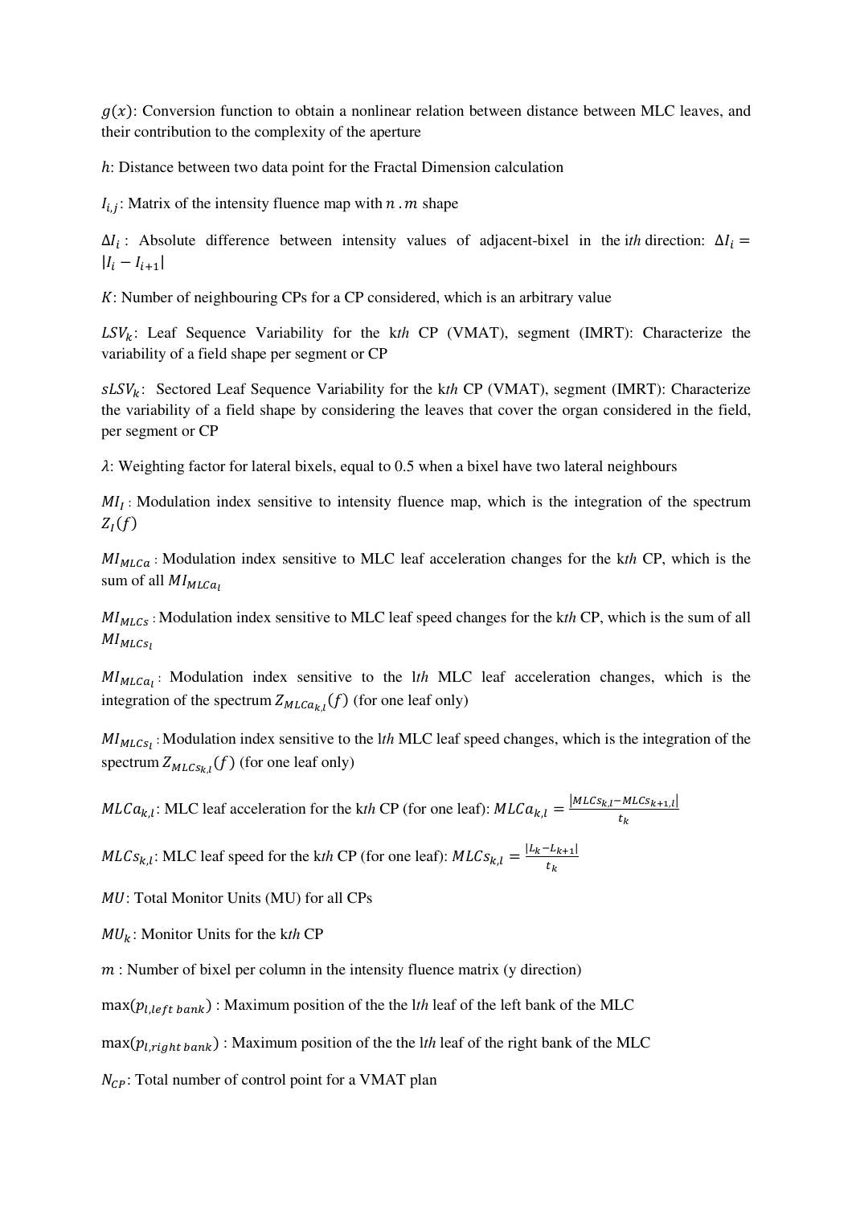$g(x)$: Conversion function to obtain a nonlinear relation between distance between MLC leaves, and their contribution to the complexity of the aperture

$h$: Distance between two data point for the Fractal Dimension calculation

$I_{i,j}$: Matrix of the intensity fluence map with $n.m$ shape

$\Delta I_i$ : Absolute difference between intensity values of adjacent-bixel in the i*th* direction: $\Delta I_i = |I_i - I_{i+1}|$

$K$: Number of neighbouring CPs for a CP considered, which is an arbitrary value

$LSV_k$: Leaf Sequence Variability for the k*th* CP (VMAT), segment (IMRT): Characterize the variability of a field shape per segment or CP

$sLSV_k$: Sectored Leaf Sequence Variability for the k*th* CP (VMAT), segment (IMRT): Characterize the variability of a field shape by considering the leaves that cover the organ considered in the field, per segment or CP

$\lambda$: Weighting factor for lateral bixels, equal to 0.5 when a bixel have two lateral neighbours

$MI_I$ : Modulation index sensitive to intensity fluence map, which is the integration of the spectrum $Z_I(f)$

$MI_{MLCa}$ : Modulation index sensitive to MLC leaf acceleration changes for the k*th* CP, which is the sum of all $MI_{MLCa_l}$

$MI_{MLCs}$ : Modulation index sensitive to MLC leaf speed changes for the k*th* CP, which is the sum of all $MI_{MLCs_l}$

$MI_{MLCa_l}$ : Modulation index sensitive to the l*th* MLC leaf acceleration changes, which is the integration of the spectrum $Z_{MLCa_{k,l}}(f)$ (for one leaf only)

$MI_{MLCs_l}$ : Modulation index sensitive to the l*th* MLC leaf speed changes, which is the integration of the spectrum $Z_{MLCs_{k,l}}(f)$ (for one leaf only)

$MLCa_{k,l}$: MLC leaf acceleration for the k*th* CP (for one leaf): $MLCa_{k,l} = \frac{|MLCs_{k,l} - MLCs_{k+1,l}|}{t_k}$

$MLCs_{k,l}$: MLC leaf speed for the k*th* CP (for one leaf): $MLCs_{k,l} = \frac{|L_k - L_{k+1}|}{t_k}$

$MU$: Total Monitor Units (MU) for all CPs

$MU_k$: Monitor Units for the k*th* CP

$m$ : Number of bixel per column in the intensity fluence matrix (y direction)

$\max(p_{l,left\ bank})$ : Maximum position of the the l*th* leaf of the left bank of the MLC

$\max(p_{l,right\ bank})$ : Maximum position of the the l*th* leaf of the right bank of the MLC

$N_{CP}$: Total number of control point for a VMAT plan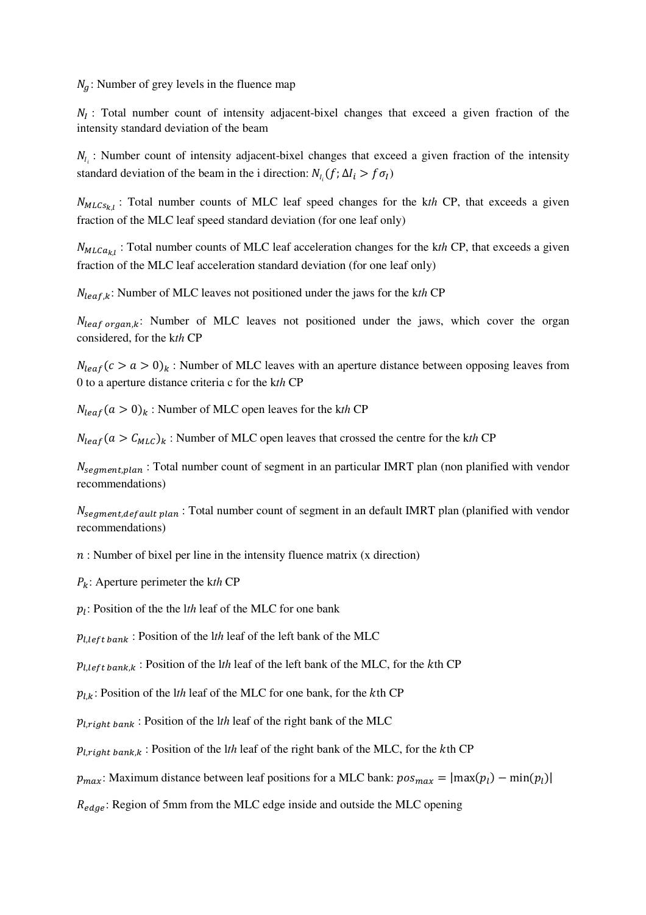$N_g$: Number of grey levels in the fluence map

$N_I$ : Total number count of intensity adjacent-bixel changes that exceed a given fraction of the intensity standard deviation of the beam

$N_{I_i}$ : Number count of intensity adjacent-bixel changes that exceed a given fraction of the intensity standard deviation of the beam in the i direction: $N_{I_i}(f; \Delta I_i > f\sigma_I)$

$N_{MLCs_{k,l}}$ : Total number counts of MLC leaf speed changes for the k*th* CP, that exceeds a given fraction of the MLC leaf speed standard deviation (for one leaf only)

$N_{MLCa_{k,l}}$ : Total number counts of MLC leaf acceleration changes for the k*th* CP, that exceeds a given fraction of the MLC leaf acceleration standard deviation (for one leaf only)

$N_{leaf,k}$: Number of MLC leaves not positioned under the jaws for the k*th* CP

$N_{leaf\ organ,k}$: Number of MLC leaves not positioned under the jaws, which cover the organ considered, for the k*th* CP

$N_{leaf}(c > a > 0)_k$ : Number of MLC leaves with an aperture distance between opposing leaves from 0 to a aperture distance criteria c for the k*th* CP

$N_{leaf}(a > 0)_k$ : Number of MLC open leaves for the k*th* CP

$N_{leaf}(a > C_{MLC})_k$ : Number of MLC open leaves that crossed the centre for the k*th* CP

$N_{segment,plan}$ : Total number count of segment in an particular IMRT plan (non planified with vendor recommendations)

$N_{segment,default\ plan}$ : Total number count of segment in an default IMRT plan (planified with vendor recommendations)

$n$ : Number of bixel per line in the intensity fluence matrix (x direction)

$P_k$: Aperture perimeter the k*th* CP

$p_l$: Position of the the l*th* leaf of the MLC for one bank

$p_{l,left\ bank}$ : Position of the l*th* leaf of the left bank of the MLC

$p_{l,left\ bank,k}$ : Position of the l*th* leaf of the left bank of the MLC, for the $k$th CP

$p_{l,k}$: Position of the l*th* leaf of the MLC for one bank, for the $k$th CP

$p_{l,right\ bank}$ : Position of the l*th* leaf of the right bank of the MLC

$p_{l,right\ bank,k}$ : Position of the l*th* leaf of the right bank of the MLC, for the $k$th CP

$p_{max}$: Maximum distance between leaf positions for a MLC bank: $pos_{max} = |\max(p_l) - \min(p_l)|$

$R_{edge}$: Region of 5mm from the MLC edge inside and outside the MLC opening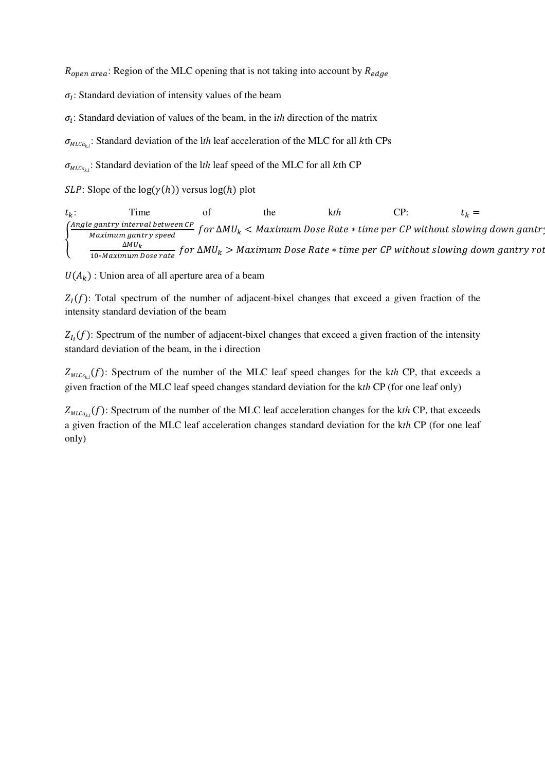$R_{open\ area}$: Region of the MLC opening that is not taking into account by $R_{edge}$

$\sigma_I$: Standard deviation of intensity values of the beam

$\sigma_i$: Standard deviation of values of the beam, in the i*th* direction of the matrix

$\sigma_{MLCa_{k,l}}$: Standard deviation of the l*th* leaf acceleration of the MLC for all $k$th CPs

$\sigma_{MLCs_{k,l}}$: Standard deviation of the l*th* leaf speed of the MLC for all $k$th CP

$SLP$: Slope of the $\log(\gamma(h))$ versus $\log(h)$ plot

$t_k$: Time of the k*th* CP: $t_k = \begin{cases} \frac{Angle\ gantry\ interval\ between\ CP}{Maximum\ gantry\ speed}\ for\ \Delta MU_k < Maximum\ Dose\ Rate * time\ per\ CP\ without\ slowing\ down\ gantry \\ \frac{\Delta MU_k}{10 * Maximum\ Dose\ rate}\ for\ \Delta MU_k > Maximum\ Dose\ Rate * time\ per\ CP\ without\ slowing\ down\ gantry\ rot \end{cases}$

$U(A_k)$ : Union area of all aperture area of a beam

$Z_I(f)$: Total spectrum of the number of adjacent-bixel changes that exceed a given fraction of the intensity standard deviation of the beam

$Z_{I_i}(f)$: Spectrum of the number of adjacent-bixel changes that exceed a given fraction of the intensity standard deviation of the beam, in the i direction

$Z_{MLCs_{k,l}}(f)$: Spectrum of the number of the MLC leaf speed changes for the k*th* CP, that exceeds a given fraction of the MLC leaf speed changes standard deviation for the k*th* CP (for one leaf only)

$Z_{MLCa_{k,l}}(f)$: Spectrum of the number of the MLC leaf acceleration changes for the k*th* CP, that exceeds a given fraction of the MLC leaf acceleration changes standard deviation for the k*th* CP (for one leaf only)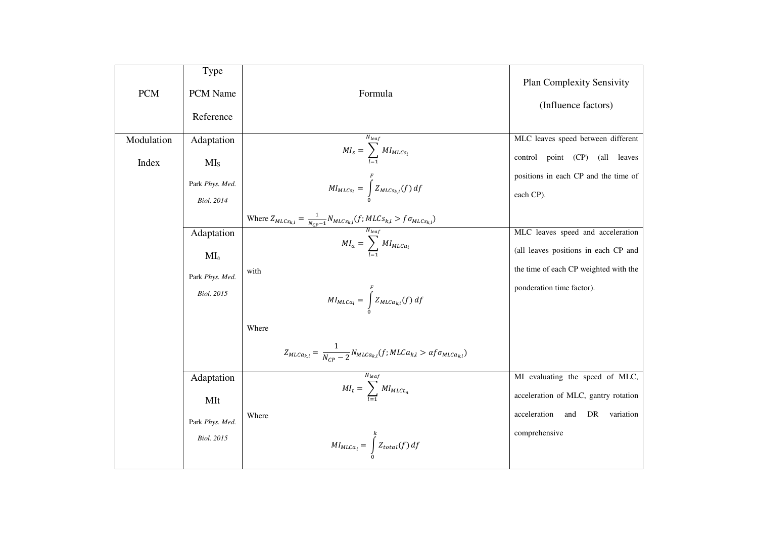| PCM | Type<br>PCM Name<br>Reference | Formula | Plan Complexity Sensivity<br>(Influence factors) |
|---|---|---|---|
| Modulation Index | Adaptation<br>$MI_S$<br>Park *Phys. Med. Biol. 2014* | $$MI_s = \sum_{l=1}^{N_{leaf}} MI_{MLCs_l}$$ $$MI_{MLCs_l} = \int_0^F Z_{MLCs_{k,l}}(f)\, df$$ Where $Z_{MLCs_{k,l}} = \frac{1}{N_{CP}-1} N_{MLCs_{k,l}}(f; MLCs_{k,l} > f\sigma_{MLCs_{k,l}})$ | MLC leaves speed between different control point (CP) (all leaves positions in each CP and the time of each CP). |
| | Adaptation<br>$MI_a$<br>Park *Phys. Med. Biol. 2015* | $$MI_a = \sum_{l=1}^{N_{leaf}} MI_{MLCa_l}$$ with $$MI_{MLCa_l} = \int_0^F Z_{MLCa_{k,l}}(f)\, df$$ Where $$Z_{MLCa_{k,l}} = \frac{1}{N_{CP}-2} N_{MLCa_{k,l}}(f; MLCa_{k,l} > \alpha f\sigma_{MLCa_{k,l}})$$ | MLC leaves speed and acceleration (all leaves positions in each CP and the time of each CP weighted with the ponderation time factor). |
| | Adaptation<br>MIt<br>Park *Phys. Med. Biol. 2015* | $$MI_t = \sum_{l=1}^{N_{leaf}} MI_{MLCt_n}$$ Where $$MI_{MLCa_l} = \int_0^k Z_{total}(f)\, df$$ | MI evaluating the speed of MLC, acceleration of MLC, gantry rotation acceleration and DR variation comprehensive |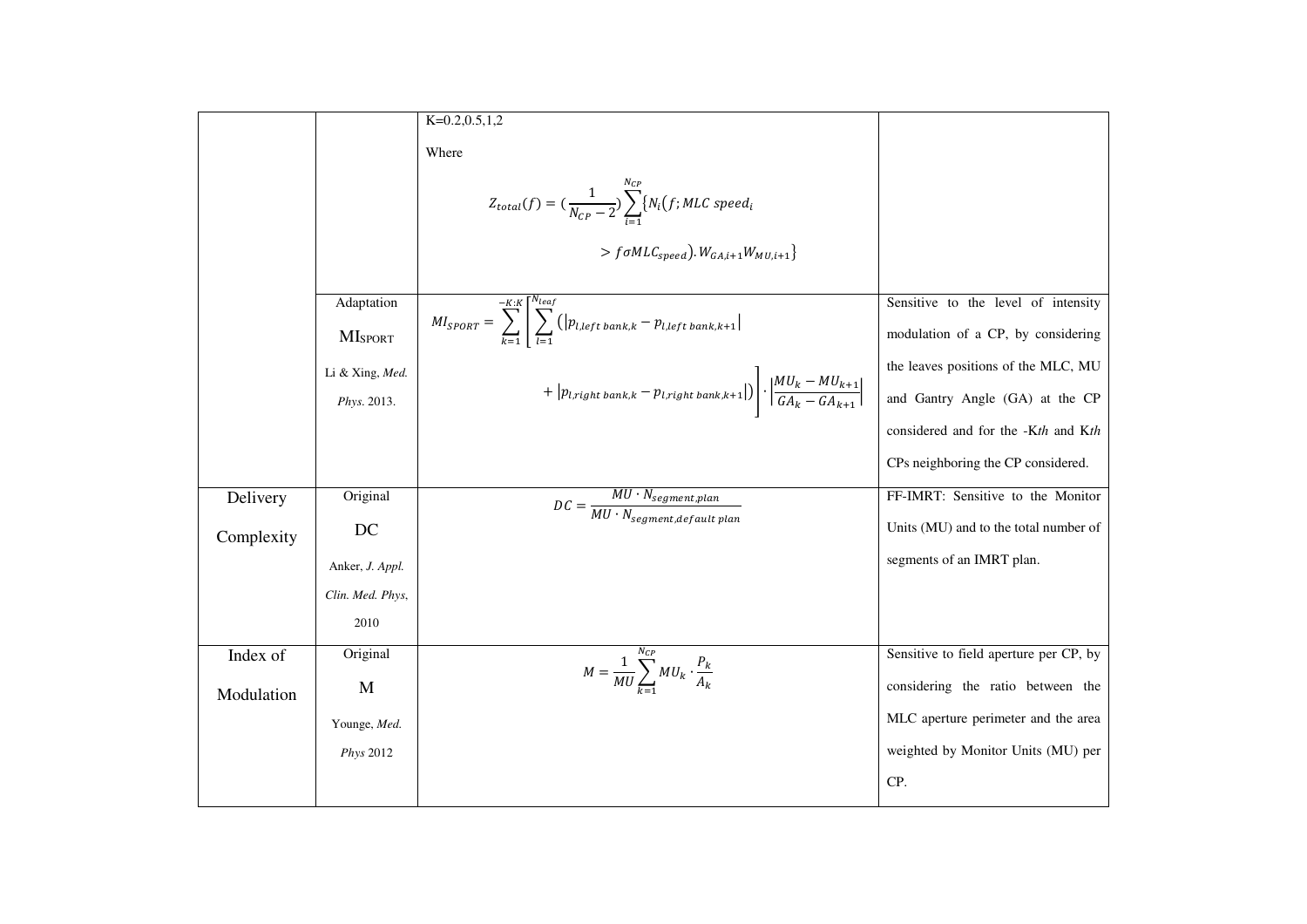| | | | |
|---|---|---|---|
| | | K=0.2,0.5,1,2<br><br>Where<br><br>$$Z_{total}(f) = (\frac{1}{N_{CP}-2})\sum_{i=1}^{N_{CP}}\{N_i(f; MLC\ speed_i > f\sigma MLC_{speed}).W_{GA,i+1}W_{MU,i+1}\}$$ | |
| | Adaptation<br><br>$MI_{SPORT}$<br><br>Li & Xing, *Med. Phys.* 2013. | $$MI_{SPORT} = \sum_{k=1}^{-K:K}\left[\sum_{l=1}^{N_{leaf}}(\lvert p_{l,left\ bank,k} - p_{l,left\ bank,k+1}\rvert + \lvert p_{l,right\ bank,k} - p_{l,right\ bank,k+1}\rvert)\right]\cdot\left\lvert\frac{MU_k - MU_{k+1}}{GA_k - GA_{k+1}}\right\rvert$$ | Sensitive to the level of intensity modulation of a CP, by considering the leaves positions of the MLC, MU and Gantry Angle (GA) at the CP considered and for the -K*th* and K*th* CPs neighboring the CP considered. |
| Delivery Complexity | Original<br><br>DC<br><br>Anker, *J. Appl. Clin. Med. Phys*, 2010 | $$DC = \frac{MU \cdot N_{segment,plan}}{MU \cdot N_{segment,default\ plan}}$$ | FF-IMRT: Sensitive to the Monitor Units (MU) and to the total number of segments of an IMRT plan. |
| Index of Modulation | Original<br><br>M<br><br>Younge, *Med. Phys* 2012 | $$M = \frac{1}{MU}\sum_{k=1}^{N_{CP}} MU_k \cdot \frac{P_k}{A_k}$$ | Sensitive to field aperture per CP, by considering the ratio between the MLC aperture perimeter and the area weighted by Monitor Units (MU) per CP. |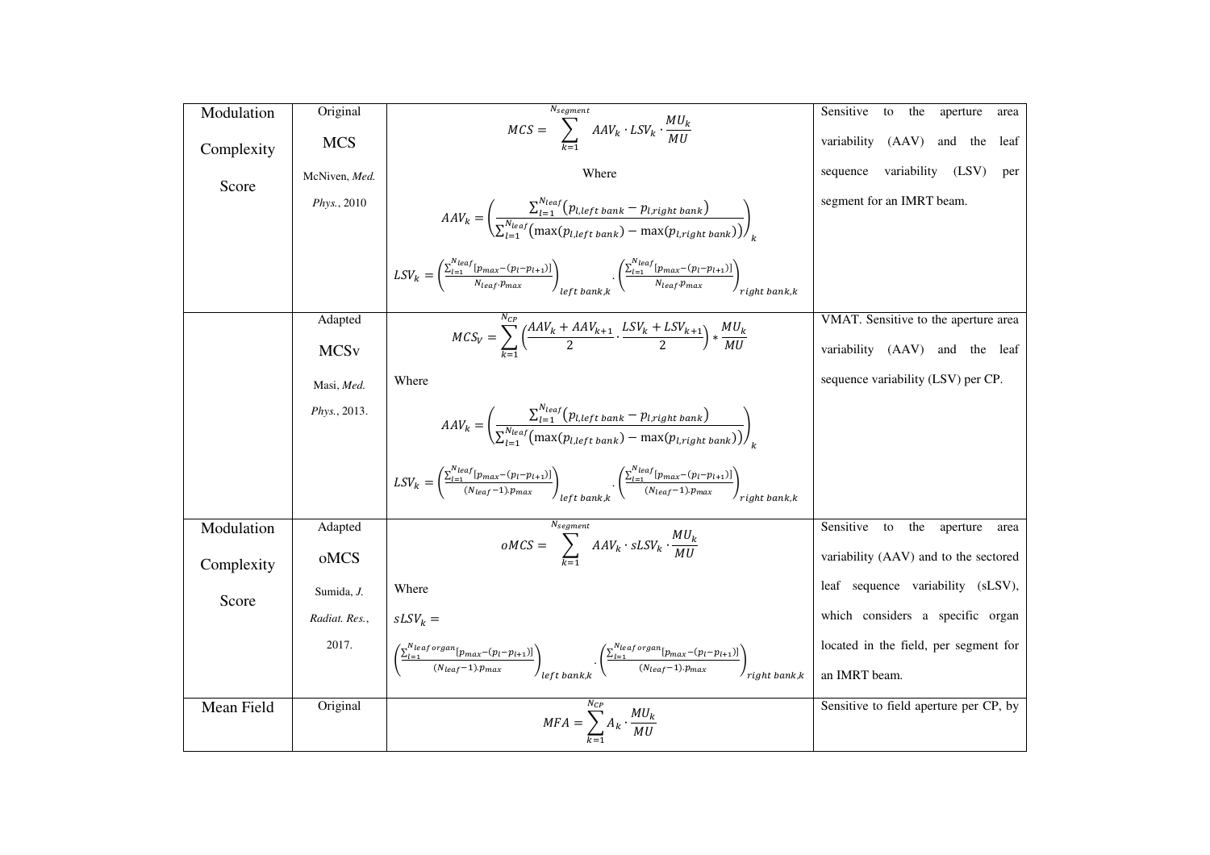| | | | |
|---|---|---|---|
| Modulation Complexity Score | Original MCS McNiven, *Med. Phys.*, 2010 | $$MCS = \sum_{k=1}^{N_{segment}} AAV_k \cdot LSV_k \cdot \frac{MU_k}{MU}$$ Where $$AAV_k = \left( \frac{\sum_{l=1}^{N_{leaf}} (p_{l,left\ bank} - p_{l,right\ bank})}{\sum_{l=1}^{N_{leaf}} (\max(p_{l,left\ bank}) - \max(p_{l,right\ bank}))} \right)_k$$ $$LSV_k = \left( \frac{\sum_{l=1}^{N_{leaf}} [p_{max} - (p_l - p_{l+1})]}{N_{leaf} \cdot p_{max}} \right)_{left\ bank,k} \cdot \left( \frac{\sum_{l=1}^{N_{leaf}} [p_{max} - (p_l - p_{l+1})]}{N_{leaf} \cdot p_{max}} \right)_{right\ bank,k}$$ | Sensitive to the aperture area variability (AAV) and the leaf sequence variability (LSV) per segment for an IMRT beam. |
| | Adapted MCSv Masi, *Med. Phys.*, 2013. | $$MCS_V = \sum_{k=1}^{N_{CP}} \left( \frac{AAV_k + AAV_{k+1}}{2} \cdot \frac{LSV_k + LSV_{k+1}}{2} \right) * \frac{MU_k}{MU}$$ Where $$AAV_k = \left( \frac{\sum_{l=1}^{N_{leaf}} (p_{l,left\ bank} - p_{l,right\ bank})}{\sum_{l=1}^{N_{leaf}} (\max(p_{l,left\ bank}) - \max(p_{l,right\ bank}))} \right)_k$$ $$LSV_k = \left( \frac{\sum_{l=1}^{N_{leaf}} [p_{max} - (p_l - p_{l+1})]}{(N_{leaf} - 1) . p_{max}} \right)_{left\ bank,k} \cdot \left( \frac{\sum_{l=1}^{N_{leaf}} [p_{max} - (p_l - p_{l+1})]}{(N_{leaf} - 1) . p_{max}} \right)_{right\ bank,k}$$ | VMAT. Sensitive to the aperture area variability (AAV) and the leaf sequence variability (LSV) per CP. |
| Modulation Complexity Score | Adapted oMCS Sumida, *J. Radiat. Res.*, 2017. | $$oMCS = \sum_{k=1}^{N_{segment}} AAV_k \cdot sLSV_k \cdot \frac{MU_k}{MU}$$ Where $sLSV_k =$ $$\left( \frac{\sum_{l=1}^{N_{leaf\,organ}} [p_{max} - (p_l - p_{l+1})]}{(N_{leaf} - 1) . p_{max}} \right)_{left\ bank,k} \cdot \left( \frac{\sum_{l=1}^{N_{leaf\,organ}} [p_{max} - (p_l - p_{l+1})]}{(N_{leaf} - 1) . p_{max}} \right)_{right\ bank,k}$$ | Sensitive to the aperture area variability (AAV) and to the sectored leaf sequence variability (sLSV), which considers a specific organ located in the field, per segment for an IMRT beam. |
| Mean Field | Original | $$MFA = \sum_{k=1}^{N_{CP}} A_k \cdot \frac{MU_k}{MU}$$ | Sensitive to field aperture per CP, by |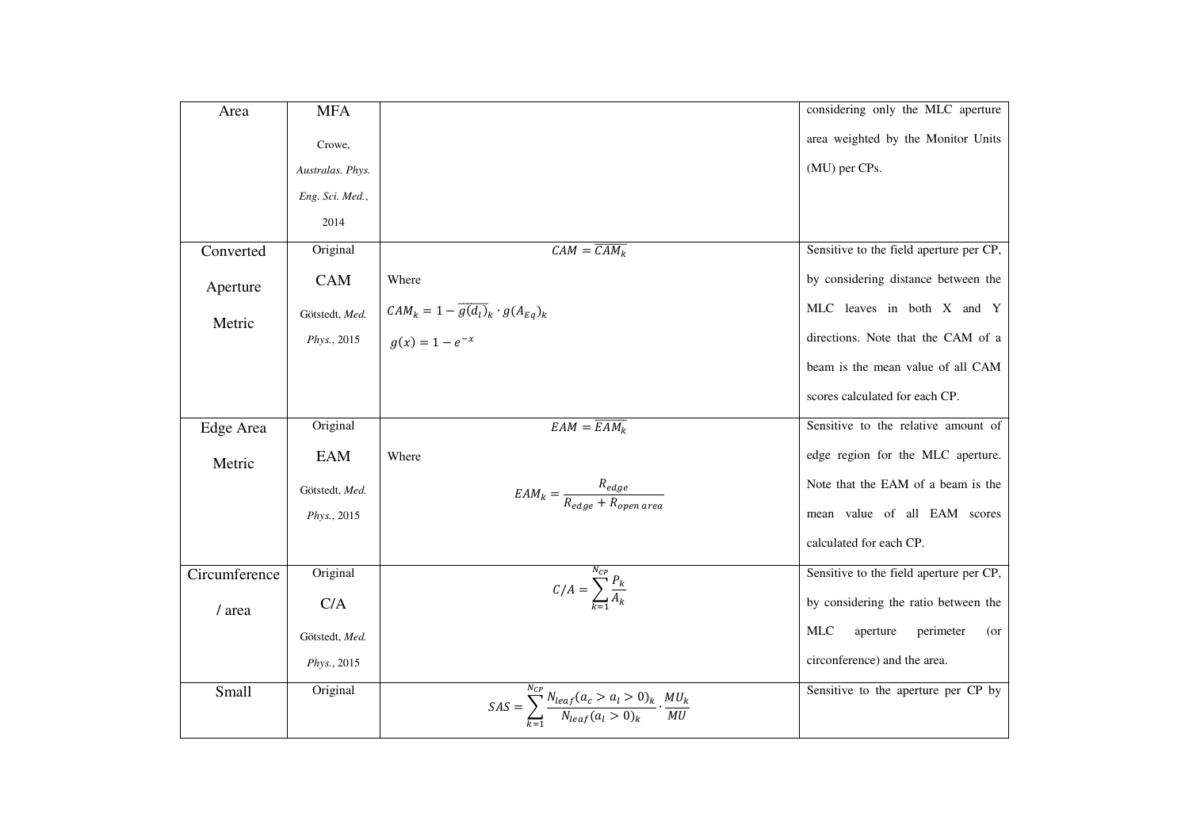| | | | |
|---|---|---|---|
| Area | MFA<br>Crowe, *Australas. Phys. Eng. Sci. Med.*, 2014 | | considering only the MLC aperture area weighted by the Monitor Units (MU) per CPs. |
| Converted Aperture Metric | Original<br>CAM<br>Götstedt, *Med. Phys.*, 2015 | $CAM = \overline{CAM_k}$<br>Where<br>$CAM_k = 1 - \overline{g(d_l)}_k \cdot g(A_{Eq})_k$<br>$g(x) = 1 - e^{-x}$ | Sensitive to the field aperture per CP, by considering distance between the MLC leaves in both X and Y directions. Note that the CAM of a beam is the mean value of all CAM scores calculated for each CP. |
| Edge Area Metric | Original<br>EAM<br>Götstedt, *Med. Phys.*, 2015 | $EAM = \overline{EAM_k}$<br>Where<br>$EAM_k = \frac{R_{edge}}{R_{edge} + R_{open\,area}}$ | Sensitive to the relative amount of edge region for the MLC aperture. Note that the EAM of a beam is the mean value of all EAM scores calculated for each CP. |
| Circumference / area | Original<br>C/A<br>Götstedt, *Med. Phys.*, 2015 | $C/A = \sum_{k=1}^{N_{CP}} \frac{P_k}{A_k}$ | Sensitive to the field aperture per CP, by considering the ratio between the MLC aperture perimeter (or circonference) and the area. |
| Small | Original | $SAS = \sum_{k=1}^{N_{CP}} \frac{N_{leaf}(a_c > a_l > 0)_k}{N_{leaf}(a_l > 0)_k} \cdot \frac{MU_k}{MU}$ | Sensitive to the aperture per CP by |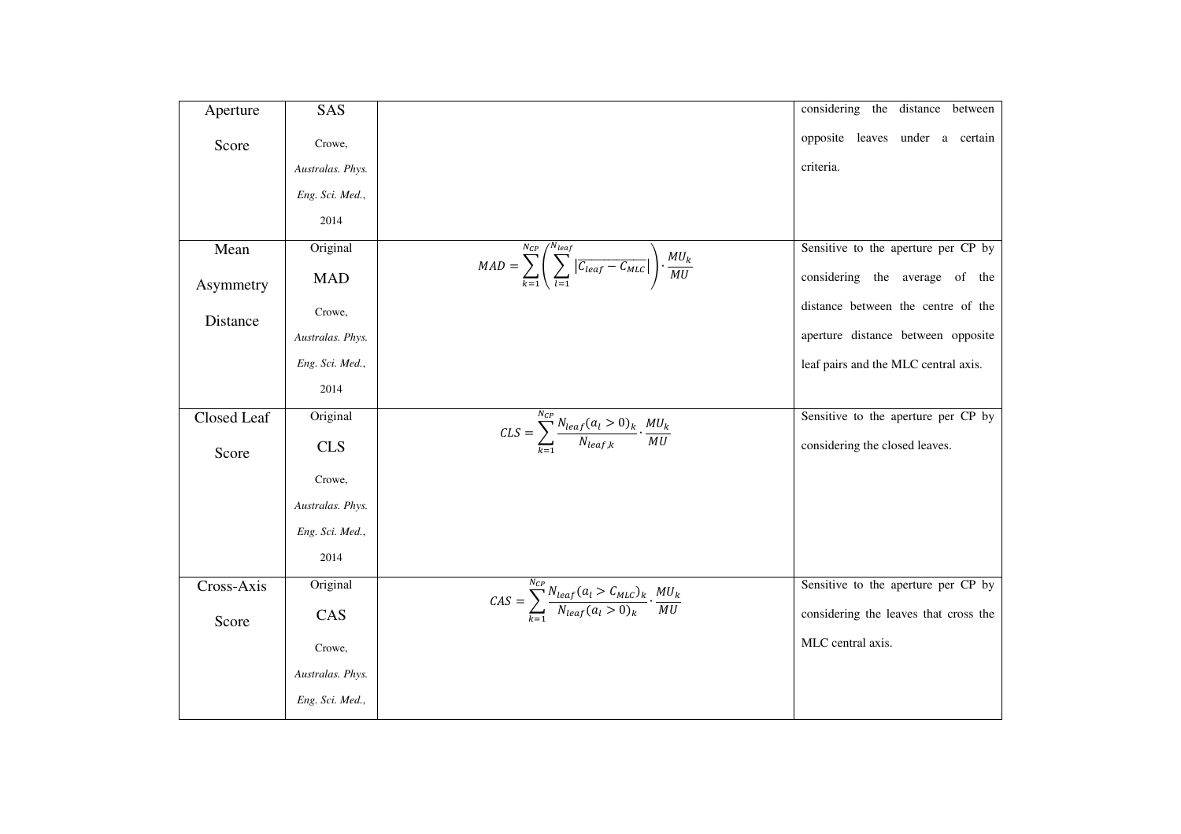| | | | |
|---|---|---|---|
| Aperture Score | SAS Crowe, *Australas. Phys. Eng. Sci. Med.*, 2014 | | considering the distance between opposite leaves under a certain criteria. |
| Mean Asymmetry Distance | Original MAD Crowe, *Australas. Phys. Eng. Sci. Med.*, 2014 | $MAD = \sum_{k=1}^{N_{CP}} \left( \sum_{l=1}^{N_{leaf}} \left\lvert \overline{C_{leaf} - C_{MLC}} \right\rvert \right) \cdot \frac{MU_k}{MU}$ | Sensitive to the aperture per CP by considering the average of the distance between the centre of the aperture distance between opposite leaf pairs and the MLC central axis. |
| Closed Leaf Score | Original CLS Crowe, *Australas. Phys. Eng. Sci. Med.*, 2014 | $CLS = \sum_{k=1}^{N_{CP}} \frac{N_{leaf}(a_l > 0)_k}{N_{leaf,k}} \cdot \frac{MU_k}{MU}$ | Sensitive to the aperture per CP by considering the closed leaves. |
| Cross-Axis Score | Original CAS Crowe, *Australas. Phys. Eng. Sci. Med.*, | $CAS = \sum_{k=1}^{N_{CP}} \frac{N_{leaf}(a_l > C_{MLC})_k}{N_{leaf}(a_l > 0)_k} \cdot \frac{MU_k}{MU}$ | Sensitive to the aperture per CP by considering the leaves that cross the MLC central axis. |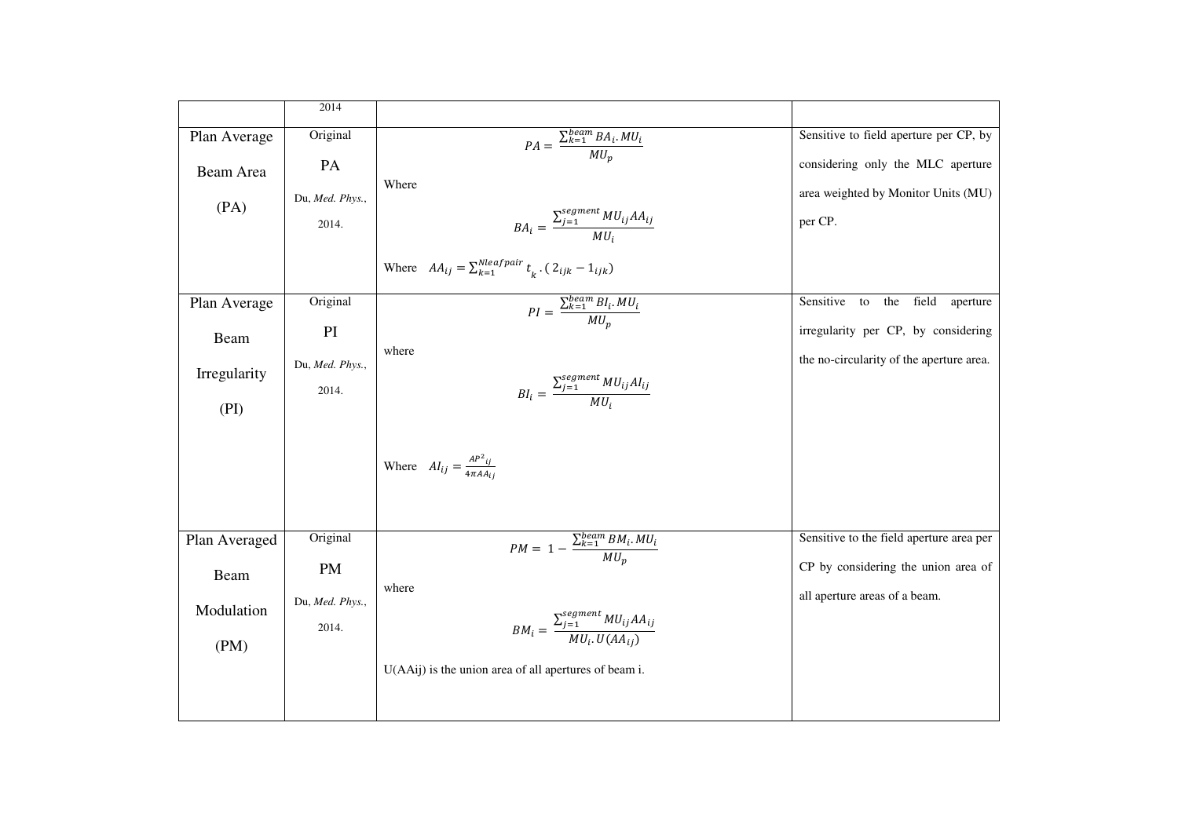| | | | |
|---|---|---|---|
| | 2014 | | |
| Plan Average Beam Area (PA) | Original PA Du, *Med. Phys.*, 2014. | $PA = \frac{\sum_{k=1}^{beam} BA_i . MU_i}{MU_p}$ Where $BA_i = \frac{\sum_{j=1}^{segment} MU_{ij} AA_{ij}}{MU_i}$ Where $AA_{ij} = \sum_{k=1}^{Nleafpair} t_k . ( 2_{ijk} - 1_{ijk})$ | Sensitive to field aperture per CP, by considering only the MLC aperture area weighted by Monitor Units (MU) per CP. |
| Plan Average Beam Irregularity (PI) | Original PI Du, *Med. Phys.*, 2014. | $PI = \frac{\sum_{k=1}^{beam} BI_i . MU_i}{MU_p}$ where $BI_i = \frac{\sum_{j=1}^{segment} MU_{ij} AI_{ij}}{MU_i}$ Where $AI_{ij} = \frac{AP^2{}_{ij}}{4\pi AA_{ij}}$ | Sensitive to the field aperture irregularity per CP, by considering the no-circularity of the aperture area. |
| Plan Averaged Beam Modulation (PM) | Original PM Du, *Med. Phys.*, 2014. | $PM = 1 - \frac{\sum_{k=1}^{beam} BM_i . MU_i}{MU_p}$ where $BM_i = \frac{\sum_{j=1}^{segment} MU_{ij} AA_{ij}}{MU_i . U(AA_{ij})}$ U(AAij) is the union area of all apertures of beam i. | Sensitive to the field aperture area per CP by considering the union area of all aperture areas of a beam. |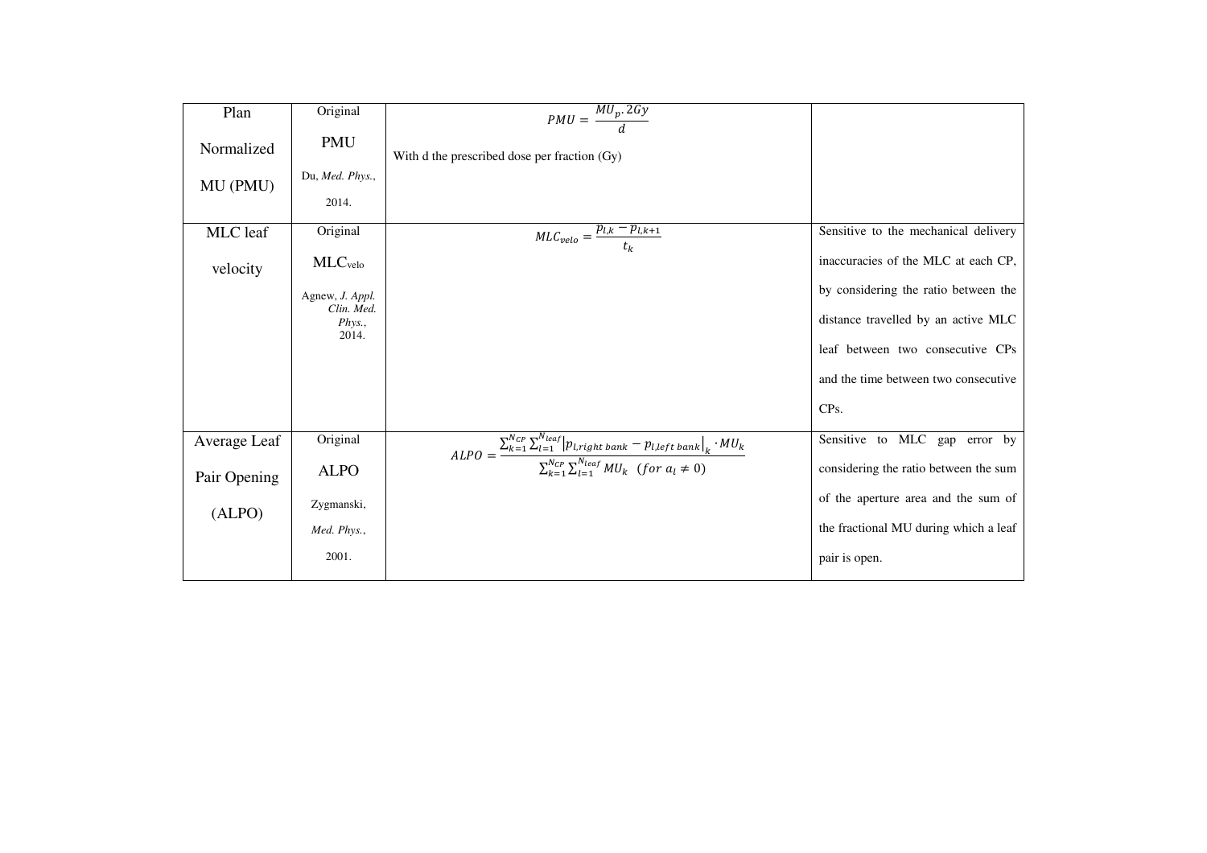| | | | |
|---|---|---|---|
| Plan Normalized MU (PMU) | Original PMU Du, *Med. Phys.*, 2014. | $PMU = \frac{MU_p . 2Gy}{d}$ With d the prescribed dose per fraction (Gy) | |
| MLC leaf velocity | Original $MLC_{velo}$ Agnew, *J. Appl. Clin. Med. Phys.*, 2014. | $MLC_{velo} = \frac{p_{l,k} - p_{l,k+1}}{t_k}$ | Sensitive to the mechanical delivery inaccuracies of the MLC at each CP, by considering the ratio between the distance travelled by an active MLC leaf between two consecutive CPs and the time between two consecutive CPs. |
| Average Leaf Pair Opening (ALPO) | Original ALPO Zygmanski, *Med. Phys.*, 2001. | $ALPO = \frac{\sum_{k=1}^{N_{CP}} \sum_{l=1}^{N_{leaf}} \left\| p_{l,right\ bank} - p_{l,left\ bank} \right\|_k \cdot MU_k}{\sum_{k=1}^{N_{CP}} \sum_{l=1}^{N_{leaf}} MU_k \ \ (for\ a_l \neq 0)}$ | Sensitive to MLC gap error by considering the ratio between the sum of the aperture area and the sum of the fractional MU during which a leaf pair is open. |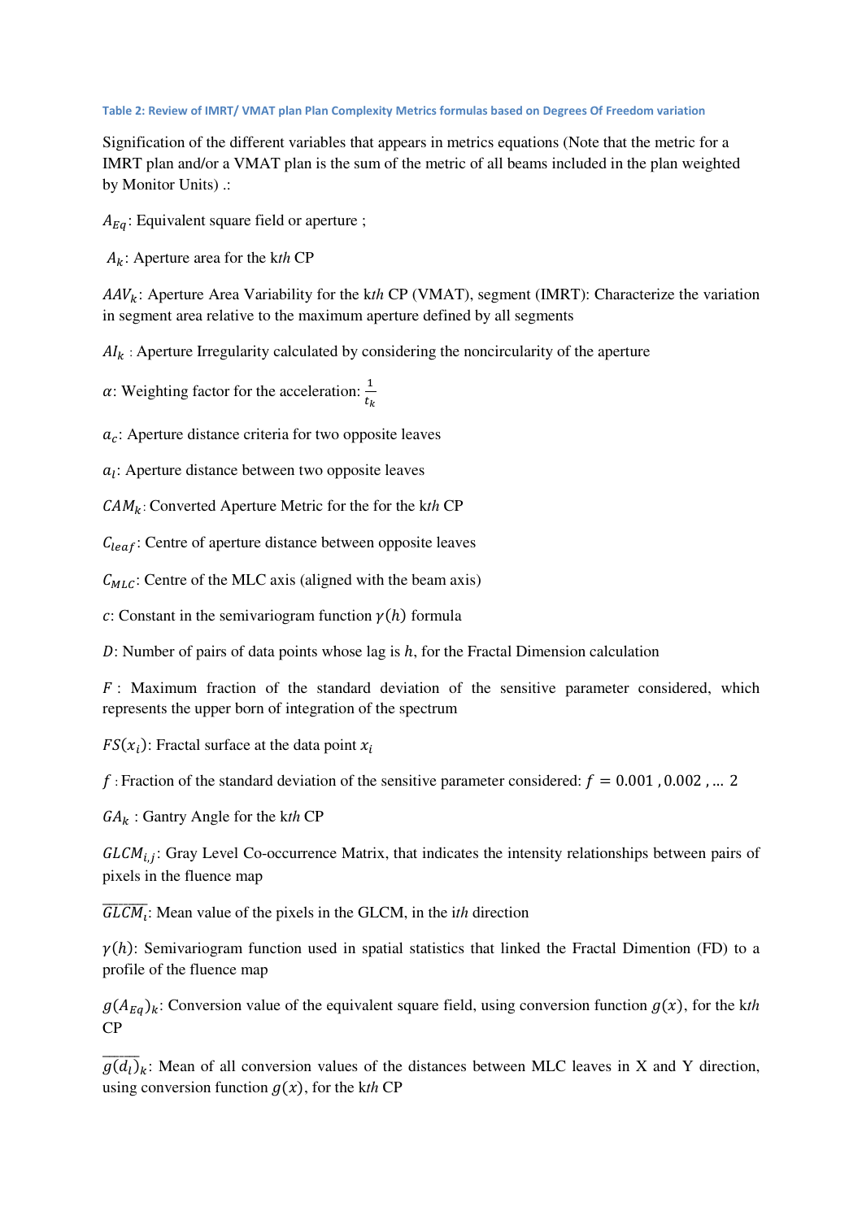**Table 2: Review of IMRT/ VMAT plan Plan Complexity Metrics formulas based on Degrees Of Freedom variation**

Signification of the different variables that appears in metrics equations (Note that the metric for a IMRT plan and/or a VMAT plan is the sum of the metric of all beams included in the plan weighted by Monitor Units) .:

$A_{Eq}$: Equivalent square field or aperture ;

$A_k$: Aperture area for the k*th* CP

$AAV_k$: Aperture Area Variability for the k*th* CP (VMAT), segment (IMRT): Characterize the variation in segment area relative to the maximum aperture defined by all segments

$AI_k$ : Aperture Irregularity calculated by considering the noncircularity of the aperture

$\alpha$: Weighting factor for the acceleration: $\frac{1}{t_k}$

$a_c$: Aperture distance criteria for two opposite leaves

$a_l$: Aperture distance between two opposite leaves

$CAM_k$: Converted Aperture Metric for the for the k*th* CP

$C_{leaf}$: Centre of aperture distance between opposite leaves

$C_{MLC}$: Centre of the MLC axis (aligned with the beam axis)

$c$: Constant in the semivariogram function $\gamma(h)$ formula

$D$: Number of pairs of data points whose lag is $h$, for the Fractal Dimension calculation

$F$ : Maximum fraction of the standard deviation of the sensitive parameter considered, which represents the upper born of integration of the spectrum

$FS(x_i)$: Fractal surface at the data point $x_i$

$f$ : Fraction of the standard deviation of the sensitive parameter considered: $f = 0.001 , 0.002 , \ldots \ 2$

$GA_k$ : Gantry Angle for the k*th* CP

$GLCM_{i,j}$: Gray Level Co-occurrence Matrix, that indicates the intensity relationships between pairs of pixels in the fluence map

$\overline{GLCM_i}$: Mean value of the pixels in the GLCM, in the i*th* direction

$\gamma(h)$: Semivariogram function used in spatial statistics that linked the Fractal Dimention (FD) to a profile of the fluence map

$g(A_{Eq})_k$: Conversion value of the equivalent square field, using conversion function $g(x)$, for the k*th* CP

$\overline{g(d_l)_k}$: Mean of all conversion values of the distances between MLC leaves in X and Y direction, using conversion function $g(x)$, for the k*th* CP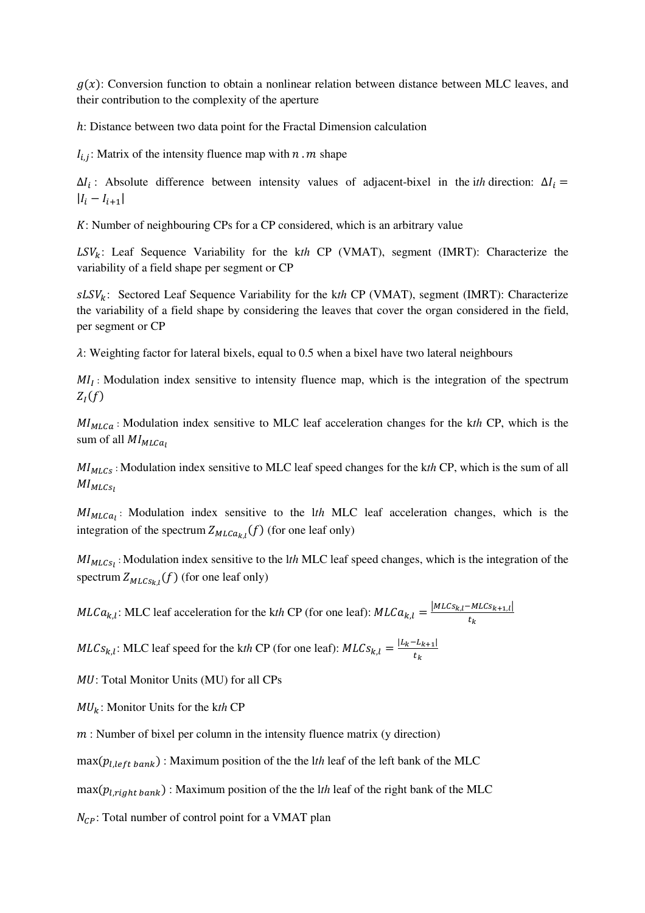$g(x)$: Conversion function to obtain a nonlinear relation between distance between MLC leaves, and their contribution to the complexity of the aperture

$h$: Distance between two data point for the Fractal Dimension calculation

$I_{i,j}$: Matrix of the intensity fluence map with $n\,.\,m$ shape

$\Delta I_i$ : Absolute difference between intensity values of adjacent-bixel in the i*th* direction: $\Delta I_i = |I_i - I_{i+1}|$

$K$: Number of neighbouring CPs for a CP considered, which is an arbitrary value

$LSV_k$: Leaf Sequence Variability for the k*th* CP (VMAT), segment (IMRT): Characterize the variability of a field shape per segment or CP

$sLSV_k$: Sectored Leaf Sequence Variability for the k*th* CP (VMAT), segment (IMRT): Characterize the variability of a field shape by considering the leaves that cover the organ considered in the field, per segment or CP

$\lambda$: Weighting factor for lateral bixels, equal to 0.5 when a bixel have two lateral neighbours

$MI_I$ : Modulation index sensitive to intensity fluence map, which is the integration of the spectrum $Z_I(f)$

$MI_{MLCa}$ : Modulation index sensitive to MLC leaf acceleration changes for the k*th* CP, which is the sum of all $MI_{MLCa_l}$

$MI_{MLCs}$ : Modulation index sensitive to MLC leaf speed changes for the k*th* CP, which is the sum of all $MI_{MLCs_l}$

$MI_{MLCa_l}$ : Modulation index sensitive to the l*th* MLC leaf acceleration changes, which is the integration of the spectrum $Z_{MLCa_{k,l}}(f)$ (for one leaf only)

$MI_{MLCs_l}$ : Modulation index sensitive to the l*th* MLC leaf speed changes, which is the integration of the spectrum $Z_{MLCs_{k,l}}(f)$ (for one leaf only)

$MLCa_{k,l}$: MLC leaf acceleration for the k*th* CP (for one leaf): $MLCa_{k,l} = \frac{|MLCs_{k,l} - MLCs_{k+1,l}|}{t_k}$

$MLCs_{k,l}$: MLC leaf speed for the k*th* CP (for one leaf): $MLCs_{k,l} = \frac{|L_k - L_{k+1}|}{t_k}$

$MU$: Total Monitor Units (MU) for all CPs

$MU_k$: Monitor Units for the k*th* CP

$m$ : Number of bixel per column in the intensity fluence matrix (y direction)

$\max(p_{l,left\ bank})$ : Maximum position of the the l*th* leaf of the left bank of the MLC

$\max(p_{l,right\ bank})$ : Maximum position of the the l*th* leaf of the right bank of the MLC

$N_{CP}$: Total number of control point for a VMAT plan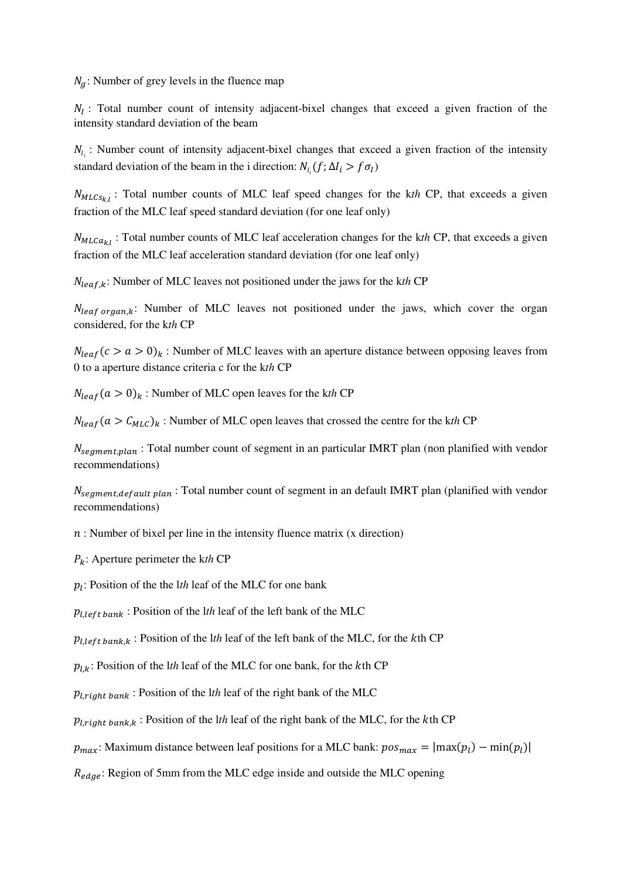$N_g$: Number of grey levels in the fluence map

$N_I$ : Total number count of intensity adjacent-bixel changes that exceed a given fraction of the intensity standard deviation of the beam

$N_{I_i}$ : Number count of intensity adjacent-bixel changes that exceed a given fraction of the intensity standard deviation of the beam in the i direction: $N_{I_i}(f; \Delta I_i > f\sigma_I)$

$N_{MLCs_{k,l}}$ : Total number counts of MLC leaf speed changes for the k*th* CP, that exceeds a given fraction of the MLC leaf speed standard deviation (for one leaf only)

$N_{MLCa_{k,l}}$ : Total number counts of MLC leaf acceleration changes for the k*th* CP, that exceeds a given fraction of the MLC leaf acceleration standard deviation (for one leaf only)

$N_{leaf,k}$: Number of MLC leaves not positioned under the jaws for the k*th* CP

$N_{leaf\ organ,k}$: Number of MLC leaves not positioned under the jaws, which cover the organ considered, for the k*th* CP

$N_{leaf}(c > a > 0)_k$ : Number of MLC leaves with an aperture distance between opposing leaves from 0 to a aperture distance criteria c for the k*th* CP

$N_{leaf}(a > 0)_k$ : Number of MLC open leaves for the k*th* CP

$N_{leaf}(a > C_{MLC})_k$ : Number of MLC open leaves that crossed the centre for the k*th* CP

$N_{segment,plan}$ : Total number count of segment in an particular IMRT plan (non planified with vendor recommendations)

$N_{segment,default\ plan}$ : Total number count of segment in an default IMRT plan (planified with vendor recommendations)

$n$ : Number of bixel per line in the intensity fluence matrix (x direction)

$P_k$: Aperture perimeter the k*th* CP

$p_l$: Position of the the l*th* leaf of the MLC for one bank

$p_{l,left\ bank}$ : Position of the l*th* leaf of the left bank of the MLC

$p_{l,left\ bank,k}$ : Position of the l*th* leaf of the left bank of the MLC, for the $k$th CP

$p_{l,k}$: Position of the l*th* leaf of the MLC for one bank, for the $k$th CP

$p_{l,right\ bank}$ : Position of the l*th* leaf of the right bank of the MLC

$p_{l,right\ bank,k}$ : Position of the l*th* leaf of the right bank of the MLC, for the $k$th CP

$p_{max}$: Maximum distance between leaf positions for a MLC bank: $pos_{max} = |\max(p_l) - \min(p_l)|$

$R_{edge}$: Region of 5mm from the MLC edge inside and outside the MLC opening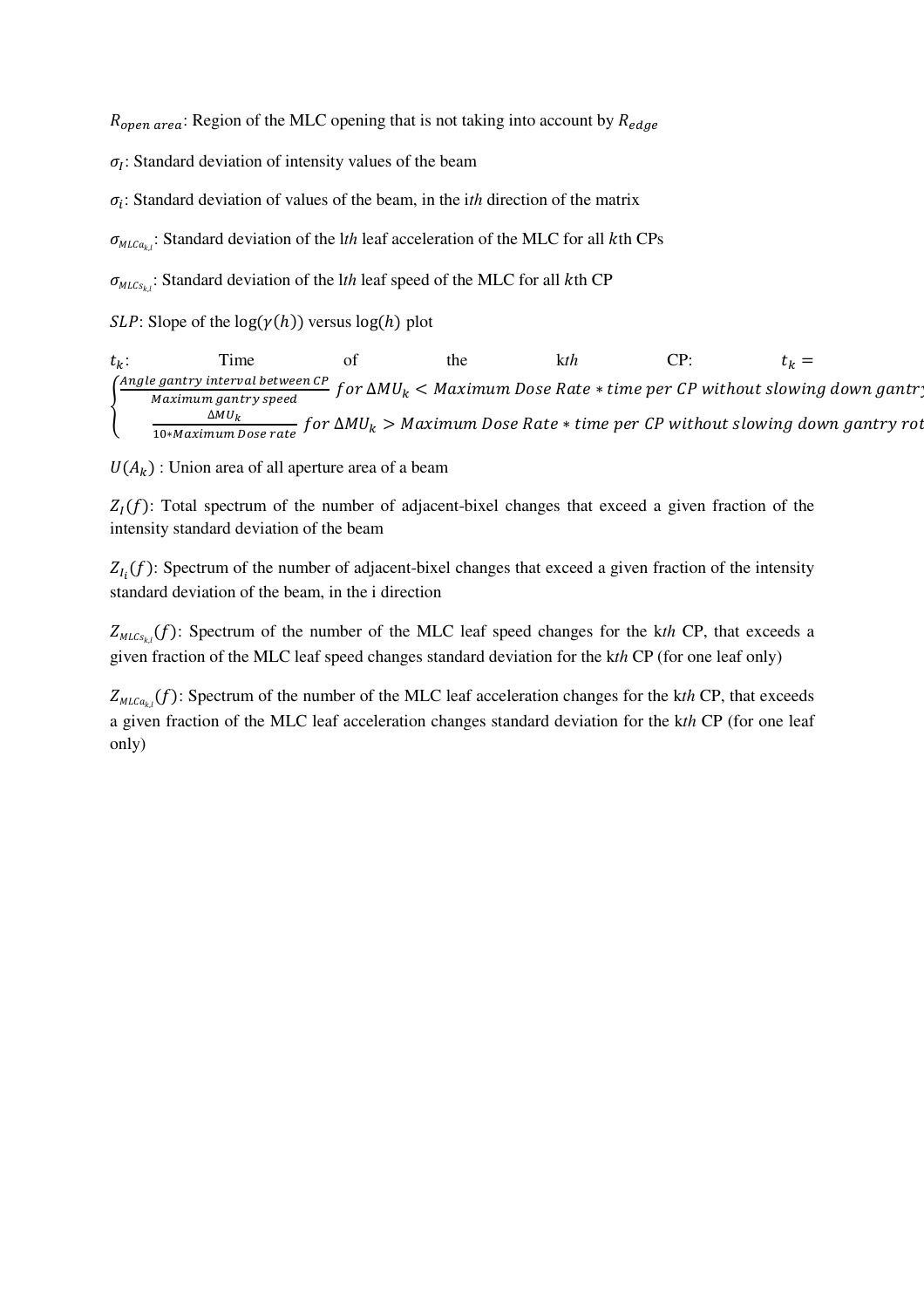$R_{open\ area}$: Region of the MLC opening that is not taking into account by $R_{edge}$

$\sigma_I$: Standard deviation of intensity values of the beam

$\sigma_i$: Standard deviation of values of the beam, in the i*th* direction of the matrix

$\sigma_{MLCa_{k,l}}$: Standard deviation of the l*th* leaf acceleration of the MLC for all $k$th CPs

$\sigma_{MLCs_{k,l}}$: Standard deviation of the l*th* leaf speed of the MLC for all $k$th CP

$SLP$: Slope of the $\log(\gamma(h))$ versus $\log(h)$ plot

$t_k$: Time of the k*th* CP: $t_k = \begin{cases} \frac{Angle\ gantry\ interval\ between\ CP}{Maximum\ gantry\ speed}\ for\ \Delta MU_k < Maximum\ Dose\ Rate * time\ per\ CP\ without\ slowing\ down\ gantry \\ \frac{\Delta MU_k}{10 * Maximum\ Dose\ rate}\ for\ \Delta MU_k > Maximum\ Dose\ Rate * time\ per\ CP\ without\ slowing\ down\ gantry\ rot \end{cases}$

$U(A_k)$ : Union area of all aperture area of a beam

$Z_I(f)$: Total spectrum of the number of adjacent-bixel changes that exceed a given fraction of the intensity standard deviation of the beam

$Z_{I_i}(f)$: Spectrum of the number of adjacent-bixel changes that exceed a given fraction of the intensity standard deviation of the beam, in the i direction

$Z_{MLCs_{k,l}}(f)$: Spectrum of the number of the MLC leaf speed changes for the k*th* CP, that exceeds a given fraction of the MLC leaf speed changes standard deviation for the k*th* CP (for one leaf only)

$Z_{MLCa_{k,l}}(f)$: Spectrum of the number of the MLC leaf acceleration changes for the k*th* CP, that exceeds a given fraction of the MLC leaf acceleration changes standard deviation for the k*th* CP (for one leaf only)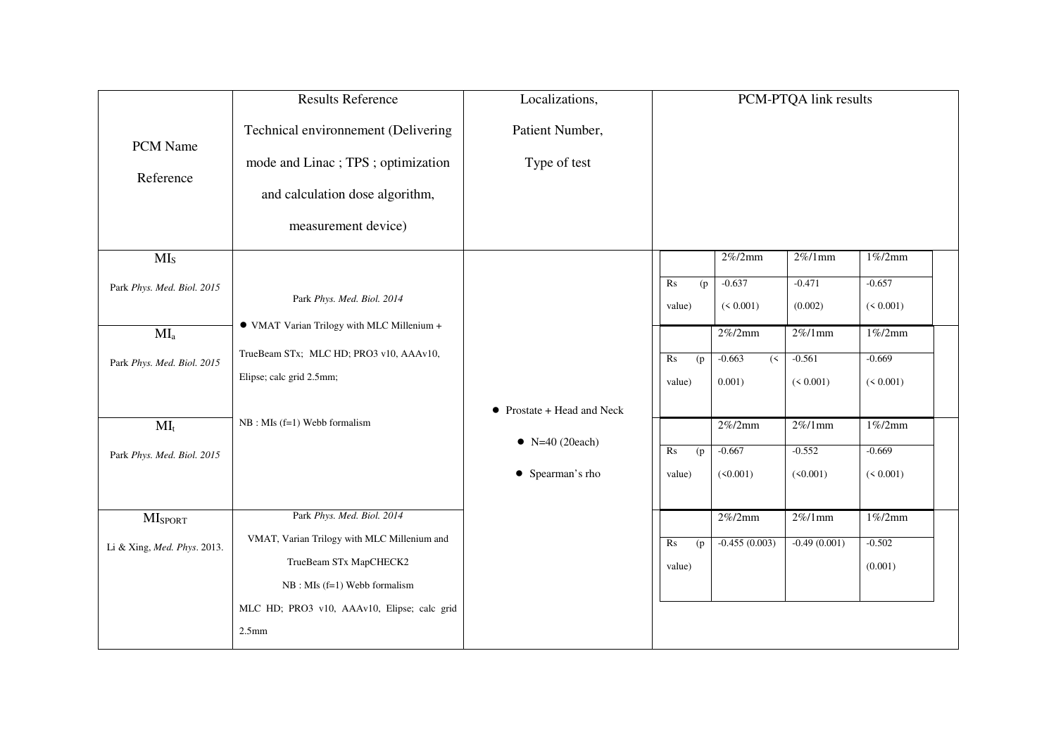| PCM Name<br>Reference | Results Reference<br>Technical environnement (Delivering mode and Linac ; TPS ; optimization and calculation dose algorithm, measurement device) | Localizations,<br>Patient Number,<br>Type of test | PCM-PTQA link results | | | |
|---|---|---|---|---|---|---|
| $MI_S$<br>Park *Phys. Med. Biol. 2015* | Park *Phys. Med. Biol. 2014*<br>• VMAT Varian Trilogy with MLC Millenium + TrueBeam STx; MLC HD; PRO3 v10, AAAv10, Elipse; calc grid 2.5mm;<br>NB : MIs (f=1) Webb formalism | • Prostate + Head and Neck<br>• N=40 (20each)<br>• Spearman's rho | | 2%/2mm | 2%/1mm | 1%/2mm |
| | | | Rs (p value) | -0.637 (< 0.001) | -0.471 (0.002) | -0.657 (< 0.001) |
| $MI_a$<br>Park *Phys. Med. Biol. 2015* | | | | 2%/2mm | 2%/1mm | 1%/2mm |
| | | | Rs (p value) | -0.663 (< 0.001) | -0.561 (< 0.001) | -0.669 (< 0.001) |
| $MI_t$<br>Park *Phys. Med. Biol. 2015* | | | | 2%/2mm | 2%/1mm | 1%/2mm |
| | | | Rs (p value) | -0.667 (<0.001) | -0.552 (<0.001) | -0.669 (< 0.001) |
| $MI_{SPORT}$<br>Li & Xing, *Med. Phys.* 2013. | Park *Phys. Med. Biol. 2014*<br>VMAT, Varian Trilogy with MLC Millenium and TrueBeam STx MapCHECK2<br>NB : MIs (f=1) Webb formalism<br>MLC HD; PRO3 v10, AAAv10, Elipse; calc grid 2.5mm | | | 2%/2mm | 2%/1mm | 1%/2mm |
| | | | Rs (p value) | -0.455 (0.003) | -0.49 (0.001) | -0.502 (0.001) |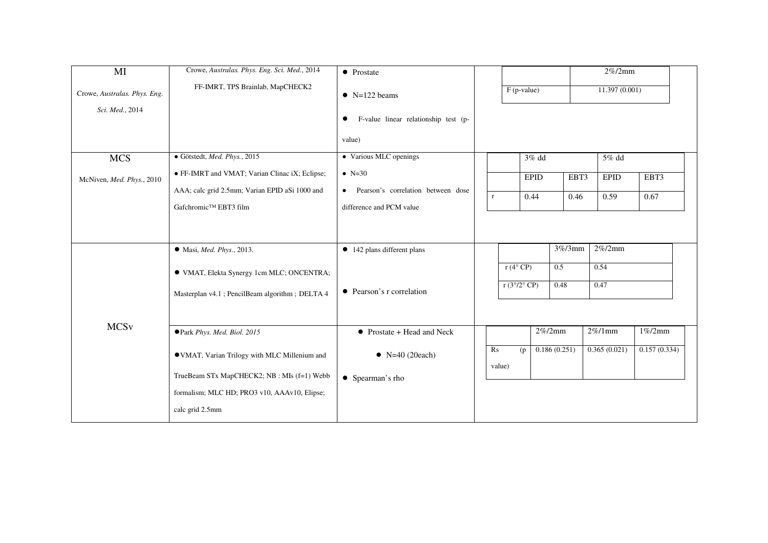| | | | |
|---|---|---|---|
| MI<br><br>Crowe, *Australas. Phys. Eng. Sci. Med.*, 2014 | Crowe, *Australas. Phys. Eng. Sci. Med.*, 2014<br><br>FF-IMRT, TPS Brainlab, MapCHECK2 | • Prostate<br>• N=122 beams<br>• F-value linear relationship test (p-value) | \| \| 2%/2mm \|<br>\| F (p-value) \| 11.397 (0.001) \| |
| MCS<br><br>McNiven, *Med. Phys.*, 2010 | • Götstedt, *Med. Phys.*, 2015<br>• FF-IMRT and VMAT; Varian Clinac iX; Eclipse; AAA; calc grid 2.5mm; Varian EPID aSi 1000 and Gafchromic™ EBT3 film | • Various MLC openings<br>• N=30<br>• Pearson's correlation between dose difference and PCM value | \| \| 3% dd \| \| 5% dd \| \|<br>\| \| EPID \| EBT3 \| EPID \| EBT3 \|<br>\| r \| 0.44 \| 0.46 \| 0.59 \| 0.67 \| |
| MCSv | • Masi, *Med. Phys.*, 2013.<br>• VMAT, Elekta Synergy 1cm MLC; ONCENTRA; Masterplan v4.1 ; PencilBeam algorithm ; DELTA 4 | • 142 plans different plans<br>• Pearson's r correlation | \| \| 3%/3mm \| 2%/2mm \|<br>\| r (4° CP) \| 0.5 \| 0.54 \|<br>\| r (3°/2° CP) \| 0.48 \| 0.47 \| |
| | • Park *Phys. Med. Biol. 2015*<br>• VMAT, Varian Trilogy with MLC Millenium and TrueBeam STx MapCHECK2; NB : MIs (f=1) Webb formalism; MLC HD; PRO3 v10, AAAv10, Elipse; calc grid 2.5mm | • Prostate + Head and Neck<br>• N=40 (20each)<br>• Spearman's rho | \| \| 2%/2mm \| 2%/1mm \| 1%/2mm \|<br>\| Rs (p value) \| 0.186 (0.251) \| 0.365 (0.021) \| 0.157 (0.334) \| |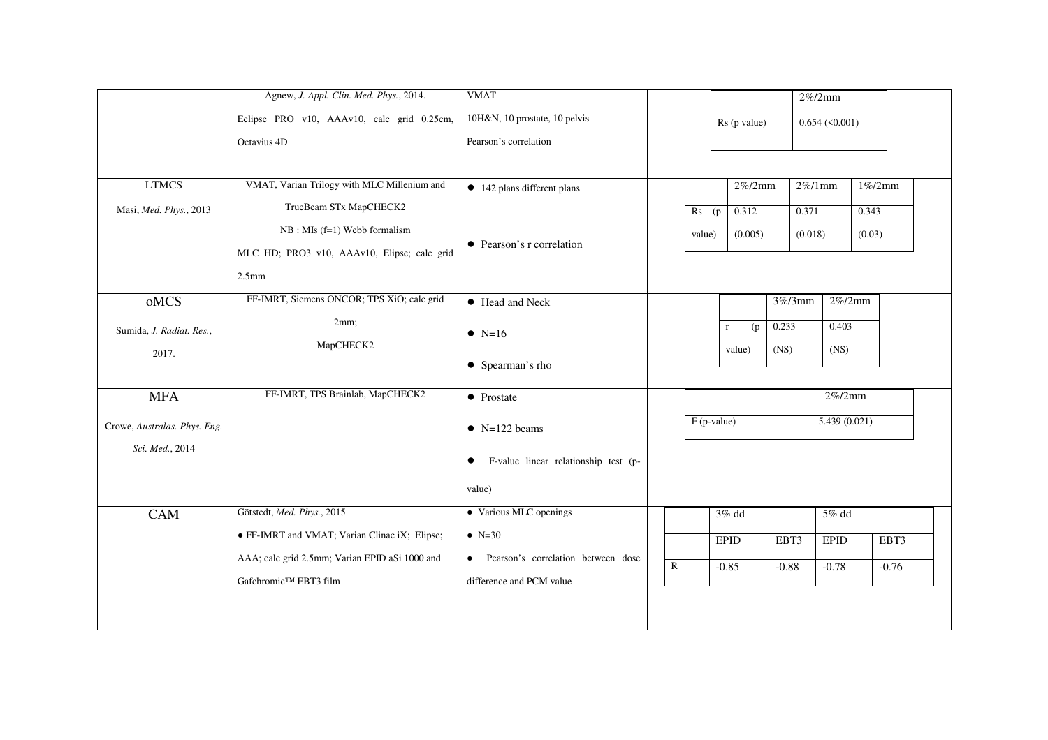| | | | |
|---|---|---|---|
| | Agnew, *J. Appl. Clin. Med. Phys.*, 2014.<br>Eclipse PRO v10, AAAv10, calc grid 0.25cm, Octavius 4D | VMAT<br>10H&N, 10 prostate, 10 pelvis<br>Pearson's correlation | \| \| 2%/2mm \|<br>\| Rs (p value) \| 0.654 (<0.001) \| |
| LTMCS<br>Masi, *Med. Phys.*, 2013 | VMAT, Varian Trilogy with MLC Millenium and TrueBeam STx MapCHECK2<br>NB : MIs (f=1) Webb formalism<br>MLC HD; PRO3 v10, AAAv10, Elipse; calc grid 2.5mm | • 142 plans different plans<br>• Pearson's r correlation | \| \| 2%/2mm \| 2%/1mm \| 1%/2mm \|<br>\| Rs (p value) \| 0.312 (0.005) \| 0.371 (0.018) \| 0.343 (0.03) \| |
| oMCS<br>Sumida, *J. Radiat. Res.*, 2017. | FF-IMRT, Siemens ONCOR; TPS XiO; calc grid 2mm;<br>MapCHECK2 | • Head and Neck<br>• N=16<br>• Spearman's rho | \| \| 3%/3mm \| 2%/2mm \|<br>\| r (p value) \| 0.233 (NS) \| 0.403 (NS) \| |
| MFA<br>Crowe, *Australas. Phys. Eng. Sci. Med.*, 2014 | FF-IMRT, TPS Brainlab, MapCHECK2 | • Prostate<br>• N=122 beams<br>• F-value linear relationship test (p-value) | \| \| 2%/2mm \|<br>\| F (p-value) \| 5.439 (0.021) \| |
| CAM | Götstedt, *Med. Phys.*, 2015<br>• FF-IMRT and VMAT; Varian Clinac iX; Elipse; AAA; calc grid 2.5mm; Varian EPID aSi 1000 and Gafchromic™ EBT3 film | • Various MLC openings<br>• N=30<br>• Pearson's correlation between dose difference and PCM value | \| \| 3% dd \| \| 5% dd \| \|<br>\| \| EPID \| EBT3 \| EPID \| EBT3 \|<br>\| R \| -0.85 \| -0.88 \| -0.78 \| -0.76 \| |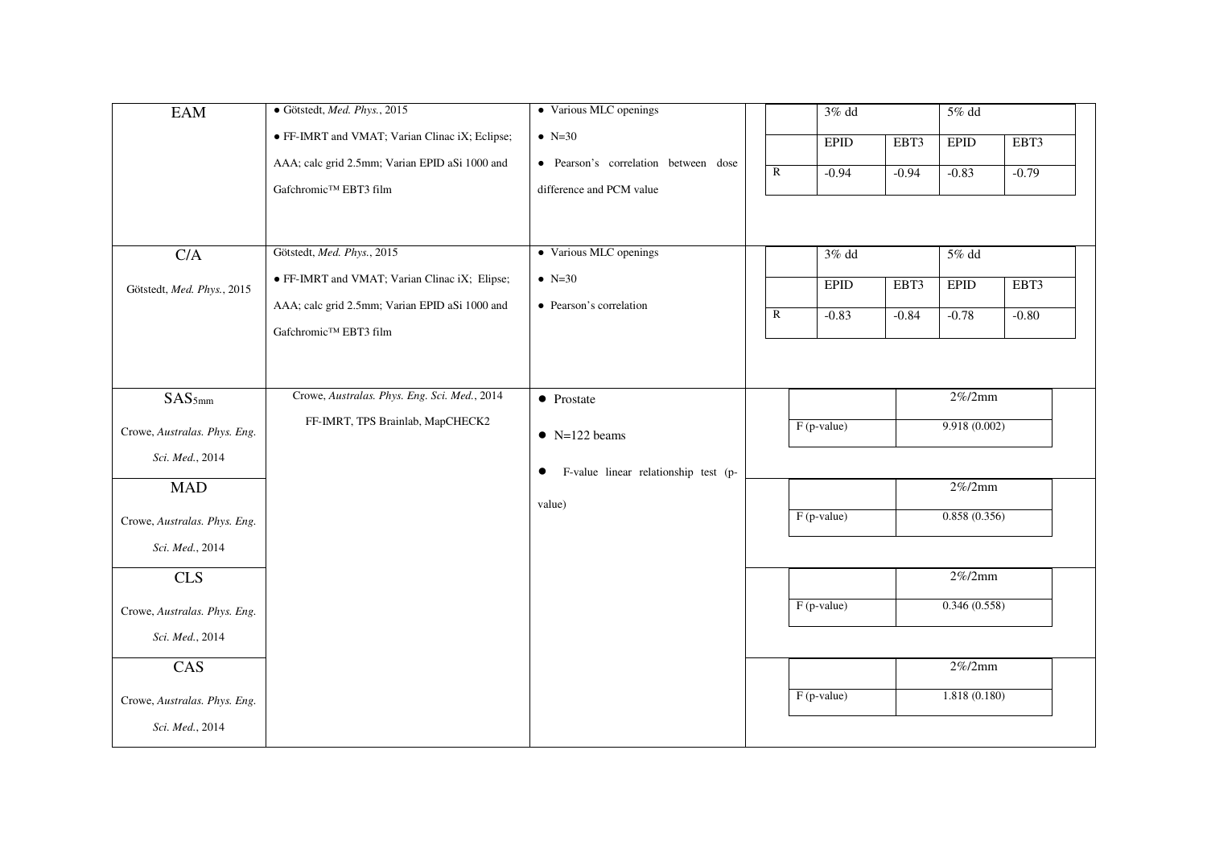| | | | |
|---|---|---|---|
| EAM | • Götstedt, *Med. Phys.*, 2015<br>• FF-IMRT and VMAT; Varian Clinac iX; Eclipse; AAA; calc grid 2.5mm; Varian EPID aSi 1000 and Gafchromic™ EBT3 film | • Various MLC openings<br>• N=30<br>• Pearson's correlation between dose difference and PCM value | 3% dd: EPID R = -0.94, EBT3 R = -0.94; 5% dd: EPID R = -0.83, EBT3 R = -0.79 |
| C/A<br>Götstedt, *Med. Phys.*, 2015 | Götstedt, *Med. Phys.*, 2015<br>• FF-IMRT and VMAT; Varian Clinac iX; Elipse; AAA; calc grid 2.5mm; Varian EPID aSi 1000 and Gafchromic™ EBT3 film | • Various MLC openings<br>• N=30<br>• Pearson's correlation | 3% dd: EPID R = -0.83, EBT3 R = -0.84; 5% dd: EPID R = -0.78, EBT3 R = -0.80 |
| $SAS_{5mm}$<br>Crowe, *Australas. Phys. Eng. Sci. Med.*, 2014 | Crowe, *Australas. Phys. Eng. Sci. Med.*, 2014<br>FF-IMRT, TPS Brainlab, MapCHECK2 | • Prostate<br>• N=122 beams<br>• F-value linear relationship test (p-value) | 2%/2mm: F (p-value) = 9.918 (0.002) |
| MAD<br>Crowe, *Australas. Phys. Eng. Sci. Med.*, 2014 | | | 2%/2mm: F (p-value) = 0.858 (0.356) |
| CLS<br>Crowe, *Australas. Phys. Eng. Sci. Med.*, 2014 | | | 2%/2mm: F (p-value) = 0.346 (0.558) |
| CAS<br>Crowe, *Australas. Phys. Eng. Sci. Med.*, 2014 | | | 2%/2mm: F (p-value) = 1.818 (0.180) |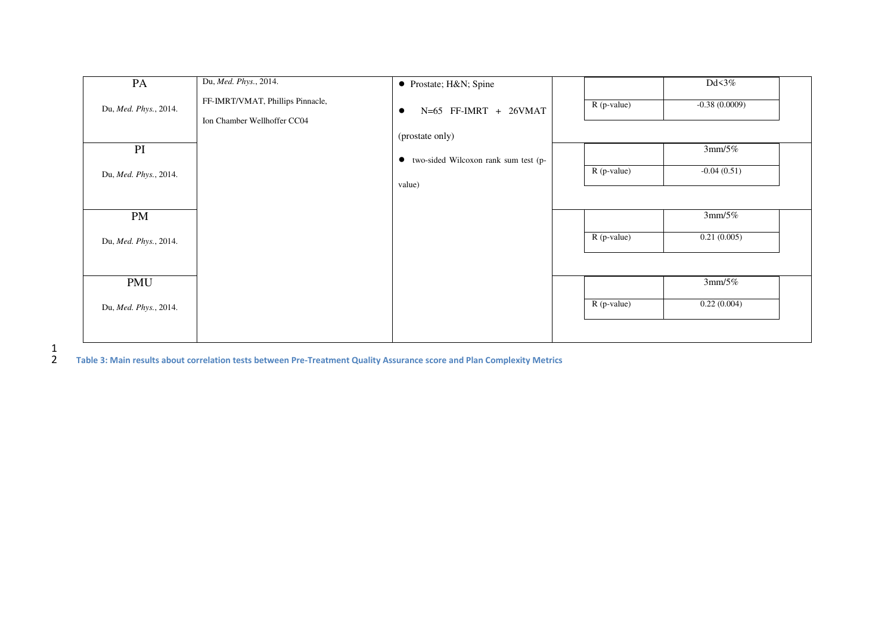| | | | |
|---|---|---|---|
| PA<br>Du, *Med. Phys.*, 2014. | Du, *Med. Phys.*, 2014.<br>FF-IMRT/VMAT, Phillips Pinnacle,<br>Ion Chamber Wellhoffer CC04 | • Prostate; H&N; Spine<br>• N=65 FF-IMRT + 26VMAT (prostate only)<br>• two-sided Wilcoxon rank sum test (p-value) | Dd<3%: R (p-value) -0.38 (0.0009) |
| PI<br>Du, *Med. Phys.*, 2014. | | | 3mm/5%: R (p-value) -0.04 (0.51) |
| PM<br>Du, *Med. Phys.*, 2014. | | | 3mm/5%: R (p-value) 0.21 (0.005) |
| PMU<br>Du, *Med. Phys.*, 2014. | | | 3mm/5%: R (p-value) 0.22 (0.004) |

**Table 3: Main results about correlation tests between Pre-Treatment Quality Assurance score and Plan Complexity Metrics**